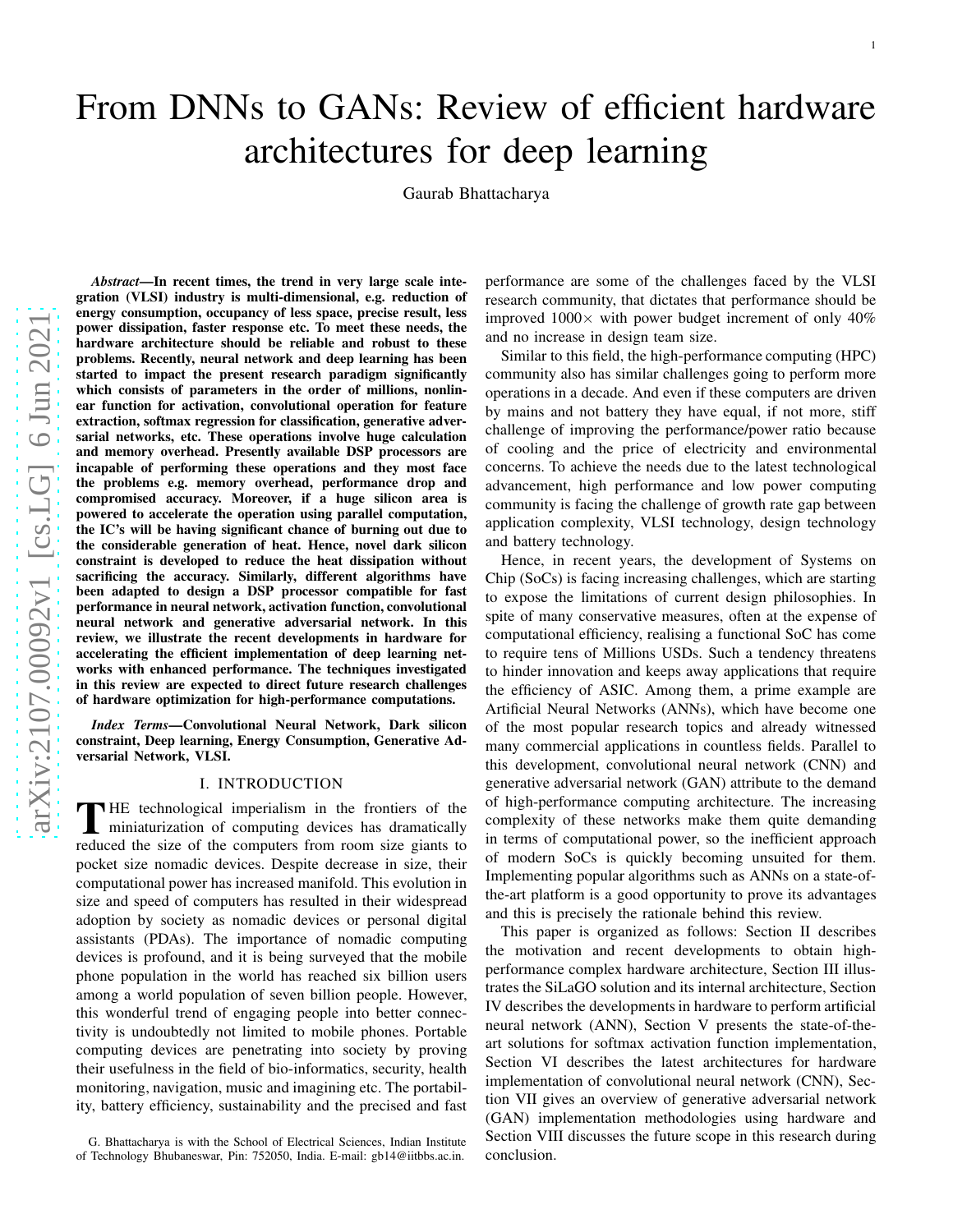# From DNNs to GANs: Review of efficient hardware architectures for deep learning

Gaurab Bhattacharya

***Abstract*—In recent times, the trend in very large scale integration (VLSI) industry is multi-dimensional, e.g. reduction of energy consumption, occupancy of less space, precise result, less power dissipation, faster response etc. To meet these needs, the hardware architecture should be reliable and robust to these problems. Recently, neural network and deep learning has been started to impact the present research paradigm significantly which consists of parameters in the order of millions, nonlinear function for activation, convolutional operation for feature extraction, softmax regression for classification, generative adversarial networks, etc. These operations involve huge calculation and memory overhead. Presently available DSP processors are incapable of performing these operations and they most face the problems e.g. memory overhead, performance drop and compromised accuracy. Moreover, if a huge silicon area is powered to accelerate the operation using parallel computation, the IC's will be having significant chance of burning out due to the considerable generation of heat. Hence, novel dark silicon constraint is developed to reduce the heat dissipation without sacrificing the accuracy. Similarly, different algorithms have been adapted to design a DSP processor compatible for fast performance in neural network, activation function, convolutional neural network and generative adversarial network. In this review, we illustrate the recent developments in hardware for accelerating the efficient implementation of deep learning networks with enhanced performance. The techniques investigated in this review are expected to direct future research challenges of hardware optimization for high-performance computations.**

***Index Terms*—Convolutional Neural Network, Dark silicon constraint, Deep learning, Energy Consumption, Generative Adversarial Network, VLSI.**

## I. INTRODUCTION

THE technological imperialism in the frontiers of the miniaturization of computing devices has dramatically reduced the size of the computers from room size giants to pocket size nomadic devices. Despite decrease in size, their computational power has increased manifold. This evolution in size and speed of computers has resulted in their widespread adoption by society as nomadic devices or personal digital assistants (PDAs). The importance of nomadic computing devices is profound, and it is being surveyed that the mobile phone population in the world has reached six billion users among a world population of seven billion people. However, this wonderful trend of engaging people into better connectivity is undoubtedly not limited to mobile phones. Portable computing devices are penetrating into society by proving their usefulness in the field of bio-informatics, security, health monitoring, navigation, music and imagining etc. The portability, battery efficiency, sustainability and the precised and fast performance are some of the challenges faced by the VLSI research community, that dictates that performance should be improved $1000\times$ with power budget increment of only 40% and no increase in design team size.

Similar to this field, the high-performance computing (HPC) community also has similar challenges going to perform more operations in a decade. And even if these computers are driven by mains and not battery they have equal, if not more, stiff challenge of improving the performance/power ratio because of cooling and the price of electricity and environmental concerns. To achieve the needs due to the latest technological advancement, high performance and low power computing community is facing the challenge of growth rate gap between application complexity, VLSI technology, design technology and battery technology.

Hence, in recent years, the development of Systems on Chip (SoCs) is facing increasing challenges, which are starting to expose the limitations of current design philosophies. In spite of many conservative measures, often at the expense of computational efficiency, realising a functional SoC has come to require tens of Millions USDs. Such a tendency threatens to hinder innovation and keeps away applications that require the efficiency of ASIC. Among them, a prime example are Artificial Neural Networks (ANNs), which have become one of the most popular research topics and already witnessed many commercial applications in countless fields. Parallel to this development, convolutional neural network (CNN) and generative adversarial network (GAN) attribute to the demand of high-performance computing architecture. The increasing complexity of these networks make them quite demanding in terms of computational power, so the inefficient approach of modern SoCs is quickly becoming unsuited for them. Implementing popular algorithms such as ANNs on a state-of-the-art platform is a good opportunity to prove its advantages and this is precisely the rationale behind this review.

This paper is organized as follows: Section II describes the motivation and recent developments to obtain high-performance complex hardware architecture, Section III illustrates the SiLaGO solution and its internal architecture, Section IV describes the developments in hardware to perform artificial neural network (ANN), Section V presents the state-of-the-art solutions for softmax activation function implementation, Section VI describes the latest architectures for hardware implementation of convolutional neural network (CNN), Section VII gives an overview of generative adversarial network (GAN) implementation methodologies using hardware and Section VIII discusses the future scope in this research during conclusion.

G. Bhattacharya is with the School of Electrical Sciences, Indian Institute of Technology Bhubaneswar, Pin: 752050, India. E-mail: gb14@iitbbs.ac.in.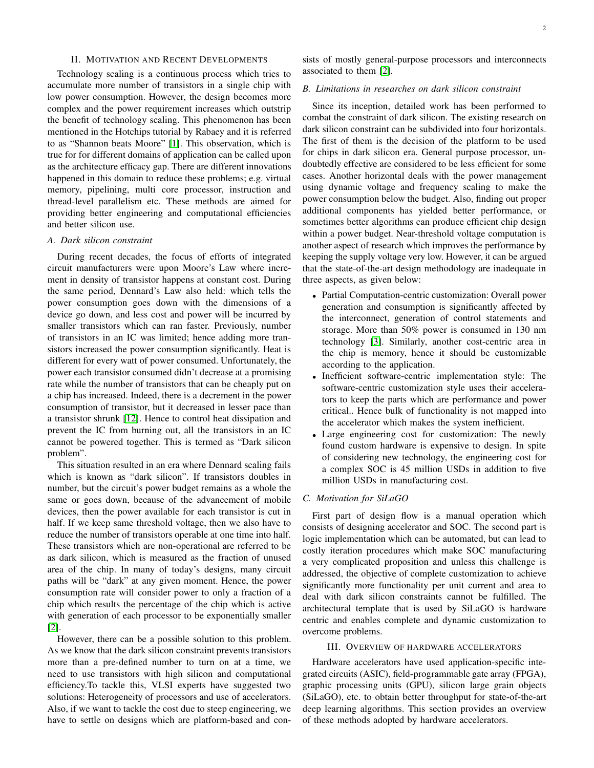## II. Motivation and Recent Developments

Technology scaling is a continuous process which tries to accumulate more number of transistors in a single chip with low power consumption. However, the design becomes more complex and the power requirement increases which outstrip the benefit of technology scaling. This phenomenon has been mentioned in the Hotchips tutorial by Rabaey and it is referred to as "Shannon beats Moore" [1]. This observation, which is true for for different domains of application can be called upon as the architecture efficacy gap. There are different innovations happened in this domain to reduce these problems; e.g. virtual memory, pipelining, multi core processor, instruction and thread-level parallelism etc. These methods are aimed for providing better engineering and computational efficiencies and better silicon use.

### A. Dark silicon constraint

During recent decades, the focus of efforts of integrated circuit manufacturers were upon Moore's Law where increment in density of transistor happens at constant cost. During the same period, Dennard's Law also held: which tells the power consumption goes down with the dimensions of a device go down, and less cost and power will be incurred by smaller transistors which can ran faster. Previously, number of transistors in an IC was limited; hence adding more transistors increased the power consumption significantly. Heat is different for every watt of power consumed. Unfortunately, the power each transistor consumed didn't decrease at a promising rate while the number of transistors that can be cheaply put on a chip has increased. Indeed, there is a decrement in the power consumption of transistor, but it decreased in lesser pace than a transistor shrunk [12]. Hence to control heat dissipation and prevent the IC from burning out, all the transistors in an IC cannot be powered together. This is termed as "Dark silicon problem".

This situation resulted in an era where Dennard scaling fails which is known as "dark silicon". If transistors doubles in number, but the circuit's power budget remains as a whole the same or goes down, because of the advancement of mobile devices, then the power available for each transistor is cut in half. If we keep same threshold voltage, then we also have to reduce the number of transistors operable at one time into half. These transistors which are non-operational are referred to be as dark silicon, which is measured as the fraction of unused area of the chip. In many of today's designs, many circuit paths will be "dark" at any given moment. Hence, the power consumption rate will consider power to only a fraction of a chip which results the percentage of the chip which is active with generation of each processor to be exponentially smaller [2].

However, there can be a possible solution to this problem. As we know that the dark silicon constraint prevents transistors more than a pre-defined number to turn on at a time, we need to use transistors with high silicon and computational efficiency.To tackle this, VLSI experts have suggested two solutions: Heterogeneity of processors and use of accelerators. Also, if we want to tackle the cost due to steep engineering, we have to settle on designs which are platform-based and consists of mostly general-purpose processors and interconnects associated to them [2].

### B. Limitations in researches on dark silicon constraint

Since its inception, detailed work has been performed to combat the constraint of dark silicon. The existing research on dark silicon constraint can be subdivided into four horizontals. The first of them is the decision of the platform to be used for chips in dark silicon era. General purpose processor, undoubtedly effective are considered to be less efficient for some cases. Another horizontal deals with the power management using dynamic voltage and frequency scaling to make the power consumption below the budget. Also, finding out proper additional components has yielded better performance, or sometimes better algorithms can produce efficient chip design within a power budget. Near-threshold voltage computation is another aspect of research which improves the performance by keeping the supply voltage very low. However, it can be argued that the state-of-the-art design methodology are inadequate in three aspects, as given below:

- Partial Computation-centric customization: Overall power generation and consumption is significantly affected by the interconnect, generation of control statements and storage. More than 50% power is consumed in 130 nm technology [3]. Similarly, another cost-centric area in the chip is memory, hence it should be customizable according to the application.
- Inefficient software-centric implementation style: The software-centric customization style uses their accelerators to keep the parts which are performance and power critical.. Hence bulk of functionality is not mapped into the accelerator which makes the system inefficient.
- Large engineering cost for customization: The newly found custom hardware is expensive to design. In spite of considering new technology, the engineering cost for a complex SOC is 45 million USDs in addition to five million USDs in manufacturing cost.

### C. Motivation for SiLaGO

First part of design flow is a manual operation which consists of designing accelerator and SOC. The second part is logic implementation which can be automated, but can lead to costly iteration procedures which make SOC manufacturing a very complicated proposition and unless this challenge is addressed, the objective of complete customization to achieve significantly more functionality per unit current and area to deal with dark silicon constraints cannot be fulfilled. The architectural template that is used by SiLaGO is hardware centric and enables complete and dynamic customization to overcome problems.

## III. Overview of hardware accelerators

Hardware accelerators have used application-specific integrated circuits (ASIC), field-programmable gate array (FPGA), graphic processing units (GPU), silicon large grain objects (SiLaGO), etc. to obtain better throughput for state-of-the-art deep learning algorithms. This section provides an overview of these methods adopted by hardware accelerators.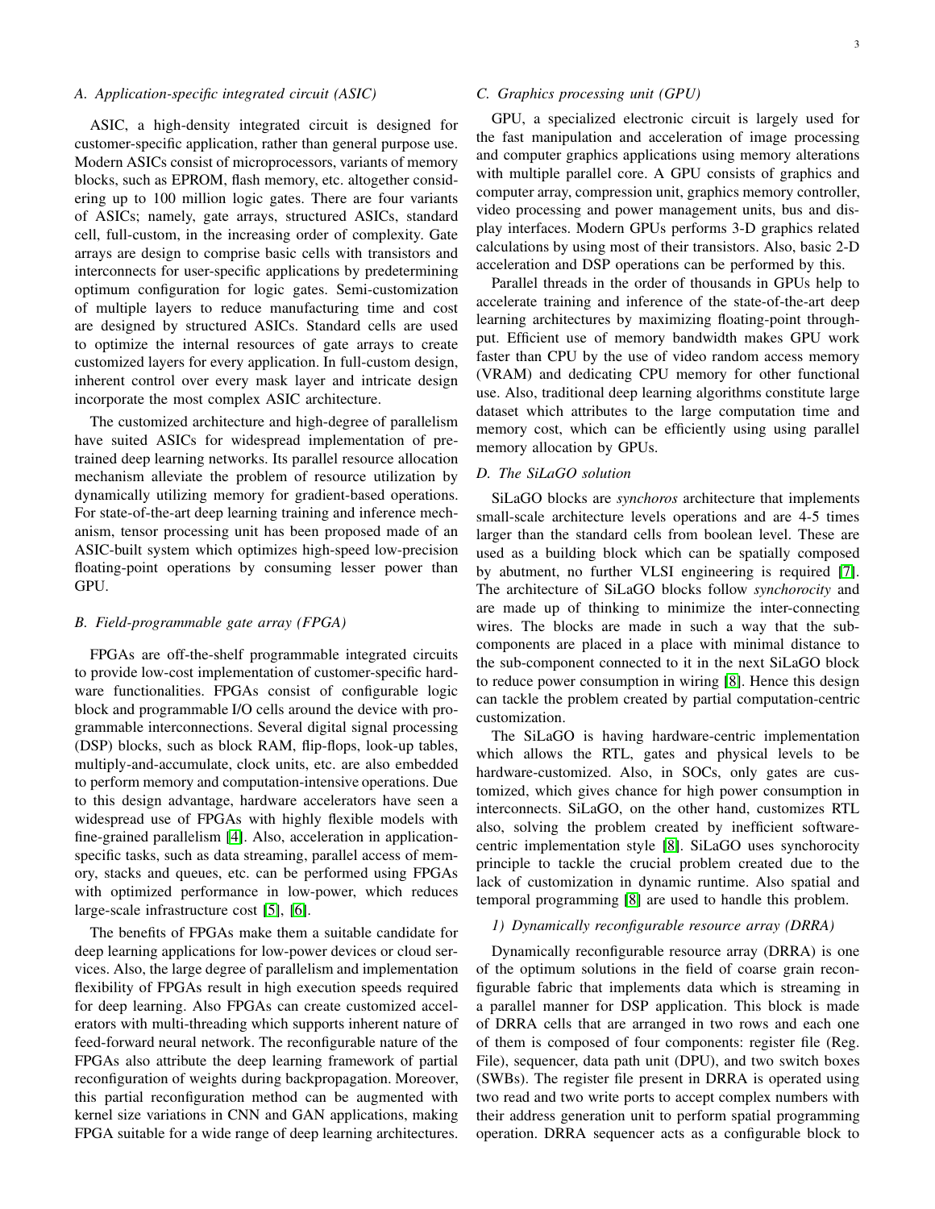### A. Application-specific integrated circuit (ASIC)

ASIC, a high-density integrated circuit is designed for customer-specific application, rather than general purpose use. Modern ASICs consist of microprocessors, variants of memory blocks, such as EPROM, flash memory, etc. altogether considering up to 100 million logic gates. There are four variants of ASICs; namely, gate arrays, structured ASICs, standard cell, full-custom, in the increasing order of complexity. Gate arrays are design to comprise basic cells with transistors and interconnects for user-specific applications by predetermining optimum configuration for logic gates. Semi-customization of multiple layers to reduce manufacturing time and cost are designed by structured ASICs. Standard cells are used to optimize the internal resources of gate arrays to create customized layers for every application. In full-custom design, inherent control over every mask layer and intricate design incorporate the most complex ASIC architecture.

The customized architecture and high-degree of parallelism have suited ASICs for widespread implementation of pre-trained deep learning networks. Its parallel resource allocation mechanism alleviate the problem of resource utilization by dynamically utilizing memory for gradient-based operations. For state-of-the-art deep learning training and inference mechanism, tensor processing unit has been proposed made of an ASIC-built system which optimizes high-speed low-precision floating-point operations by consuming lesser power than GPU.

### B. Field-programmable gate array (FPGA)

FPGAs are off-the-shelf programmable integrated circuits to provide low-cost implementation of customer-specific hardware functionalities. FPGAs consist of configurable logic block and programmable I/O cells around the device with programmable interconnections. Several digital signal processing (DSP) blocks, such as block RAM, flip-flops, look-up tables, multiply-and-accumulate, clock units, etc. are also embedded to perform memory and computation-intensive operations. Due to this design advantage, hardware accelerators have seen a widespread use of FPGAs with highly flexible models with fine-grained parallelism [4]. Also, acceleration in application-specific tasks, such as data streaming, parallel access of memory, stacks and queues, etc. can be performed using FPGAs with optimized performance in low-power, which reduces large-scale infrastructure cost [5], [6].

The benefits of FPGAs make them a suitable candidate for deep learning applications for low-power devices or cloud services. Also, the large degree of parallelism and implementation flexibility of FPGAs result in high execution speeds required for deep learning. Also FPGAs can create customized accelerators with multi-threading which supports inherent nature of feed-forward neural network. The reconfigurable nature of the FPGAs also attribute the deep learning framework of partial reconfiguration of weights during backpropagation. Moreover, this partial reconfiguration method can be augmented with kernel size variations in CNN and GAN applications, making FPGA suitable for a wide range of deep learning architectures.

### C. Graphics processing unit (GPU)

GPU, a specialized electronic circuit is largely used for the fast manipulation and acceleration of image processing and computer graphics applications using memory alterations with multiple parallel core. A GPU consists of graphics and computer array, compression unit, graphics memory controller, video processing and power management units, bus and display interfaces. Modern GPUs performs 3-D graphics related calculations by using most of their transistors. Also, basic 2-D acceleration and DSP operations can be performed by this.

Parallel threads in the order of thousands in GPUs help to accelerate training and inference of the state-of-the-art deep learning architectures by maximizing floating-point throughput. Efficient use of memory bandwidth makes GPU work faster than CPU by the use of video random access memory (VRAM) and dedicating CPU memory for other functional use. Also, traditional deep learning algorithms constitute large dataset which attributes to the large computation time and memory cost, which can be efficiently using using parallel memory allocation by GPUs.

### D. The SiLaGO solution

SiLaGO blocks are *synchoros* architecture that implements small-scale architecture levels operations and are 4-5 times larger than the standard cells from boolean level. These are used as a building block which can be spatially composed by abutment, no further VLSI engineering is required [7]. The architecture of SiLaGO blocks follow *synchorocity* and are made up of thinking to minimize the inter-connecting wires. The blocks are made in such a way that the sub-components are placed in a place with minimal distance to the sub-component connected to it in the next SiLaGO block to reduce power consumption in wiring [8]. Hence this design can tackle the problem created by partial computation-centric customization.

The SiLaGO is having hardware-centric implementation which allows the RTL, gates and physical levels to be hardware-customized. Also, in SOCs, only gates are customized, which gives chance for high power consumption in interconnects. SiLaGO, on the other hand, customizes RTL also, solving the problem created by inefficient software-centric implementation style [8]. SiLaGO uses synchorocity principle to tackle the crucial problem created due to the lack of customization in dynamic runtime. Also spatial and temporal programming [8] are used to handle this problem.

#### 1) Dynamically reconfigurable resource array (DRRA)

Dynamically reconfigurable resource array (DRRA) is one of the optimum solutions in the field of coarse grain reconfigurable fabric that implements data which is streaming in a parallel manner for DSP application. This block is made of DRRA cells that are arranged in two rows and each one of them is composed of four components: register file (Reg. File), sequencer, data path unit (DPU), and two switch boxes (SWBs). The register file present in DRRA is operated using two read and two write ports to accept complex numbers with their address generation unit to perform spatial programming operation. DRRA sequencer acts as a configurable block to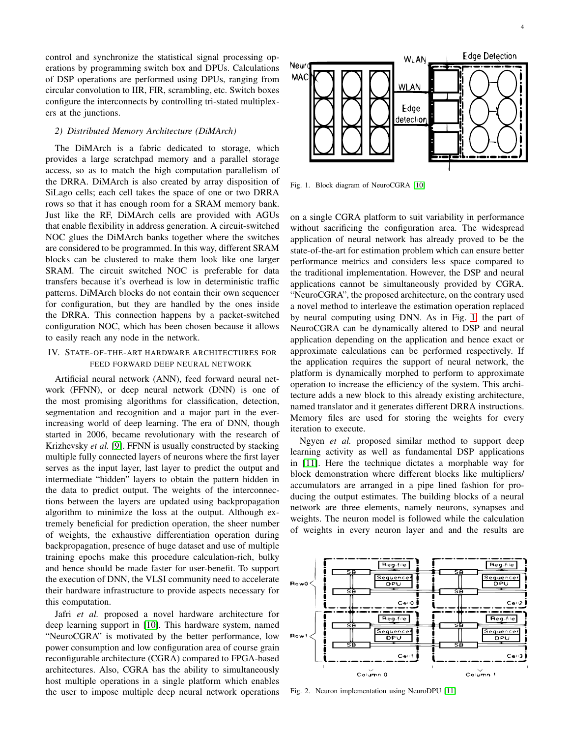control and synchronize the statistical signal processing operations by programming switch box and DPUs. Calculations of DSP operations are performed using DPUs, ranging from circular convolution to IIR, FIR, scrambling, etc. Switch boxes configure the interconnects by controlling tri-stated multiplexers at the junctions.

### 2) Distributed Memory Architecture (DiMArch)

The DiMArch is a fabric dedicated to storage, which provides a large scratchpad memory and a parallel storage access, so as to match the high computation parallelism of the DRRA. DiMArch is also created by array disposition of SiLago cells; each cell takes the space of one or two DRRA rows so that it has enough room for a SRAM memory bank. Just like the RF, DiMArch cells are provided with AGUs that enable flexibility in address generation. A circuit-switched NOC glues the DiMArch banks together where the switches are considered to be programmed. In this way, different SRAM blocks can be clustered to make them look like one larger SRAM. The circuit switched NOC is preferable for data transfers because it's overhead is low in deterministic traffic patterns. DiMArch blocks do not contain their own sequencer for configuration, but they are handled by the ones inside the DRRA. This connection happens by a packet-switched configuration NOC, which has been chosen because it allows to easily reach any node in the network.

## IV. State-of-the-art hardware architectures for feed forward deep neural network

Artificial neural network (ANN), feed forward neural network (FFNN), or deep neural network (DNN) is one of the most promising algorithms for classification, detection, segmentation and recognition and a major part in the ever-increasing world of deep learning. The era of DNN, though started in 2006, became revolutionary with the research of Krizhevsky *et al.* [9]. FFNN is usually constructed by stacking multiple fully connected layers of neurons where the first layer serves as the input layer, last layer to predict the output and intermediate "hidden" layers to obtain the pattern hidden in the data to predict output. The weights of the interconnections between the layers are updated using backpropagation algorithm to minimize the loss at the output. Although extremely beneficial for prediction operation, the sheer number of weights, the exhaustive differentiation operation during backpropagation, presence of huge dataset and use of multiple training epochs make this procedure calculation-rich, bulky and hence should be made faster for user-benefit. To support the execution of DNN, the VLSI community need to accelerate their hardware infrastructure to provide aspects necessary for this computation.

Jafri *et al.* proposed a novel hardware architecture for deep learning support in [10]. This hardware system, named "NeuroCGRA" is motivated by the better performance, low power consumption and low configuration area of course grain reconfigurable architecture (CGRA) compared to FPGA-based architectures. Also, CGRA has the ability to simultaneously host multiple operations in a single platform which enables the user to impose multiple deep neural network operations on a single CGRA platform to suit variability in performance without sacrificing the configuration area. The widespread application of neural network has already proved to be the state-of-the-art for estimation problem which can ensure better performance metrics and considers less space compared to the traditional implementation. However, the DSP and neural applications cannot be simultaneously provided by CGRA. "NeuroCGRA", the proposed architecture, on the contrary used a novel method to interleave the estimation operation replaced by neural computing using DNN. As in Fig. 1, the part of NeuroCGRA can be dynamically altered to DSP and neural application depending on the application and hence exact or approximate calculations can be performed respectively. If the application requires the support of neural network, the platform is dynamically morphed to perform to approximate operation to increase the efficiency of the system. This architecture adds a new block to this already existing architecture, named translator and it generates different DRRA instructions. Memory files are used for storing the weights for every iteration to execute.

Fig. 1. Block diagram of NeuroCGRA [10]

Ngyen *et al.* proposed similar method to support deep learning activity as well as fundamental DSP applications in [11]. Here the technique dictates a morphable way for block demonstration where different blocks like multipliers/ accumulators are arranged in a pipe lined fashion for producing the output estimates. The building blocks of a neural network are three elements, namely neurons, synapses and weights. The neuron model is followed while the calculation of weights in every neuron layer and and the results are

Fig. 2. Neuron implementation using NeuroDPU [11]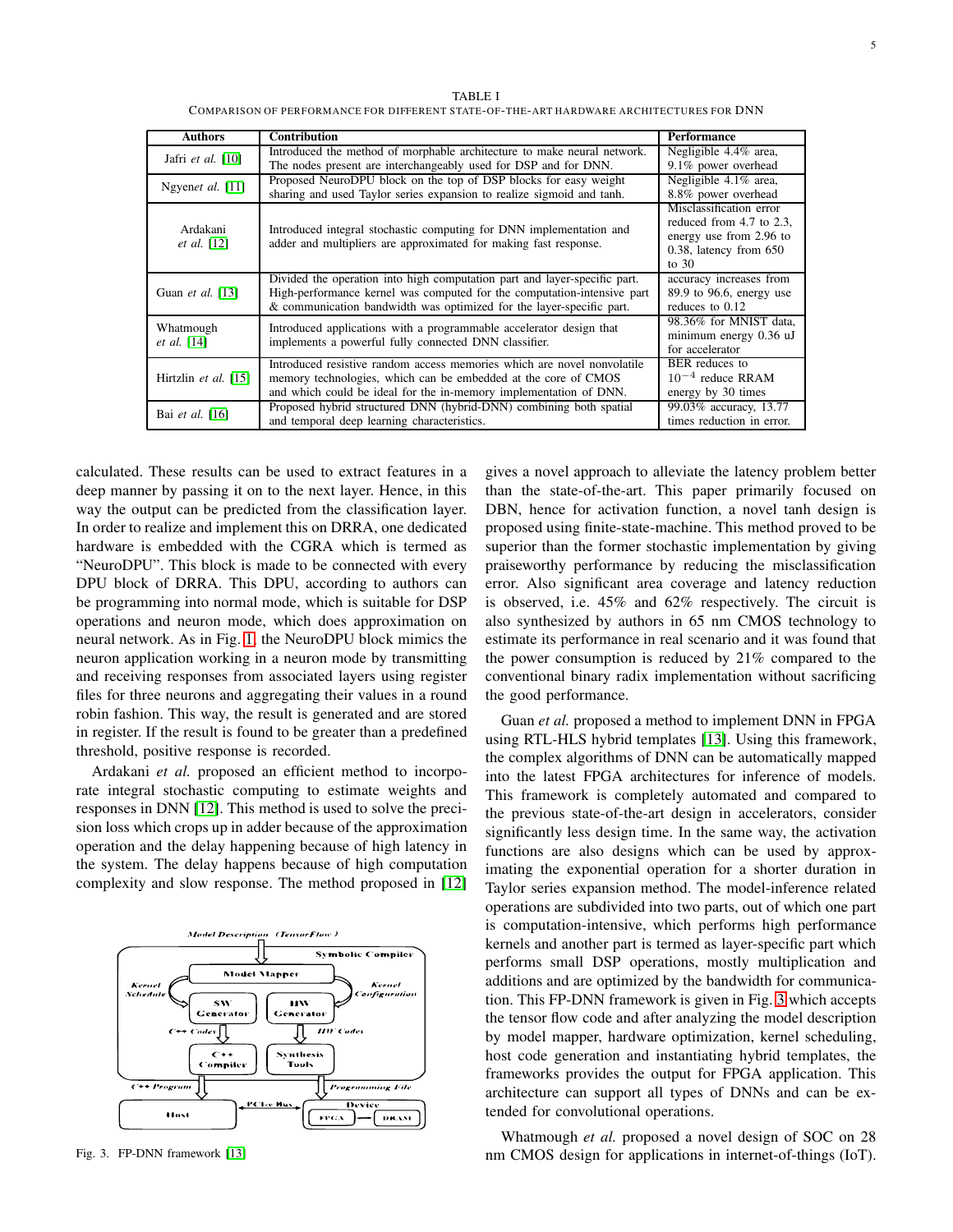TABLE I

COMPARISON OF PERFORMANCE FOR DIFFERENT STATE-OF-THE-ART HARDWARE ARCHITECTURES FOR DNN

| Authors | Contribution | Performance |
|---|---|---|
| Jafri *et al.* [10] | Introduced the method of morphable architecture to make neural network. The nodes present are interchangeably used for DSP and for DNN. | Negligible 4.4% area, 9.1% power overhead |
| Ngyen*et al.* [11] | Proposed NeuroDPU block on the top of DSP blocks for easy weight sharing and used Taylor series expansion to realize sigmoid and tanh. | Negligible 4.1% area, 8.8% power overhead |
| Ardakani *et al.* [12] | Introduced integral stochastic computing for DNN implementation and adder and multipliers are approximated for making fast response. | Misclassification error reduced from 4.7 to 2.3, energy use from 2.96 to 0.38, latency from 650 to 30 |
| Guan *et al.* [13] | Divided the operation into high computation part and layer-specific part. High-performance kernel was computed for the computation-intensive part & communication bandwidth was optimized for the layer-specific part. | accuracy increases from 89.9 to 96.6, energy use reduces to 0.12 |
| Whatmough *et al.* [14] | Introduced applications with a programmable accelerator design that implements a powerful fully connected DNN classifier. | 98.36% for MNIST data, minimum energy 0.36 uJ for accelerator |
| Hirtzlin *et al.* [15] | Introduced resistive random access memories which are novel nonvolatile memory technologies, which can be embedded at the core of CMOS and which could be ideal for the in-memory implementation of DNN. | BER reduces to $10^{-4}$ reduce RRAM energy by 30 times |
| Bai *et al.* [16] | Proposed hybrid structured DNN (hybrid-DNN) combining both spatial and temporal deep learning characteristics. | 99.03% accuracy, 13.77 times reduction in error. |

calculated. These results can be used to extract features in a deep manner by passing it on to the next layer. Hence, in this way the output can be predicted from the classification layer. In order to realize and implement this on DRRA, one dedicated hardware is embedded with the CGRA which is termed as "NeuroDPU". This block is made to be connected with every DPU block of DRRA. This DPU, according to authors can be programming into normal mode, which is suitable for DSP operations and neuron mode, which does approximation on neural network. As in Fig. 1, the NeuroDPU block mimics the neuron application working in a neuron mode by transmitting and receiving responses from associated layers using register files for three neurons and aggregating their values in a round robin fashion. This way, the result is generated and are stored in register. If the result is found to be greater than a predefined threshold, positive response is recorded.

Ardakani *et al.* proposed an efficient method to incorporate integral stochastic computing to estimate weights and responses in DNN [12]. This method is used to solve the precision loss which crops up in adder because of the approximation operation and the delay happening because of high latency in the system. The delay happens because of high computation complexity and slow response. The method proposed in [12] gives a novel approach to alleviate the latency problem better than the state-of-the-art. This paper primarily focused on DBN, hence for activation function, a novel tanh design is proposed using finite-state-machine. This method proved to be superior than the former stochastic implementation by giving praiseworthy performance by reducing the misclassification error. Also significant area coverage and latency reduction is observed, i.e. 45% and 62% respectively. The circuit is also synthesized by authors in 65 nm CMOS technology to estimate its performance in real scenario and it was found that the power consumption is reduced by 21% compared to the conventional binary radix implementation without sacrificing the good performance.

Fig. 3. FP-DNN framework [13]

Guan *et al.* proposed a method to implement DNN in FPGA using RTL-HLS hybrid templates [13]. Using this framework, the complex algorithms of DNN can be automatically mapped into the latest FPGA architectures for inference of models. This framework is completely automated and compared to the previous state-of-the-art design in accelerators, consider significantly less design time. In the same way, the activation functions are also designs which can be used by approximating the exponential operation for a shorter duration in Taylor series expansion method. The model-inference related operations are subdivided into two parts, out of which one part is computation-intensive, which performs high performance kernels and another part is termed as layer-specific part which performs small DSP operations, mostly multiplication and additions and are optimized by the bandwidth for communication. This FP-DNN framework is given in Fig. 3 which accepts the tensor flow code and after analyzing the model description by model mapper, hardware optimization, kernel scheduling, host code generation and instantiating hybrid templates, the frameworks provides the output for FPGA application. This architecture can support all types of DNNs and can be extended for convolutional operations.

Whatmough *et al.* proposed a novel design of SOC on 28 nm CMOS design for applications in internet-of-things (IoT).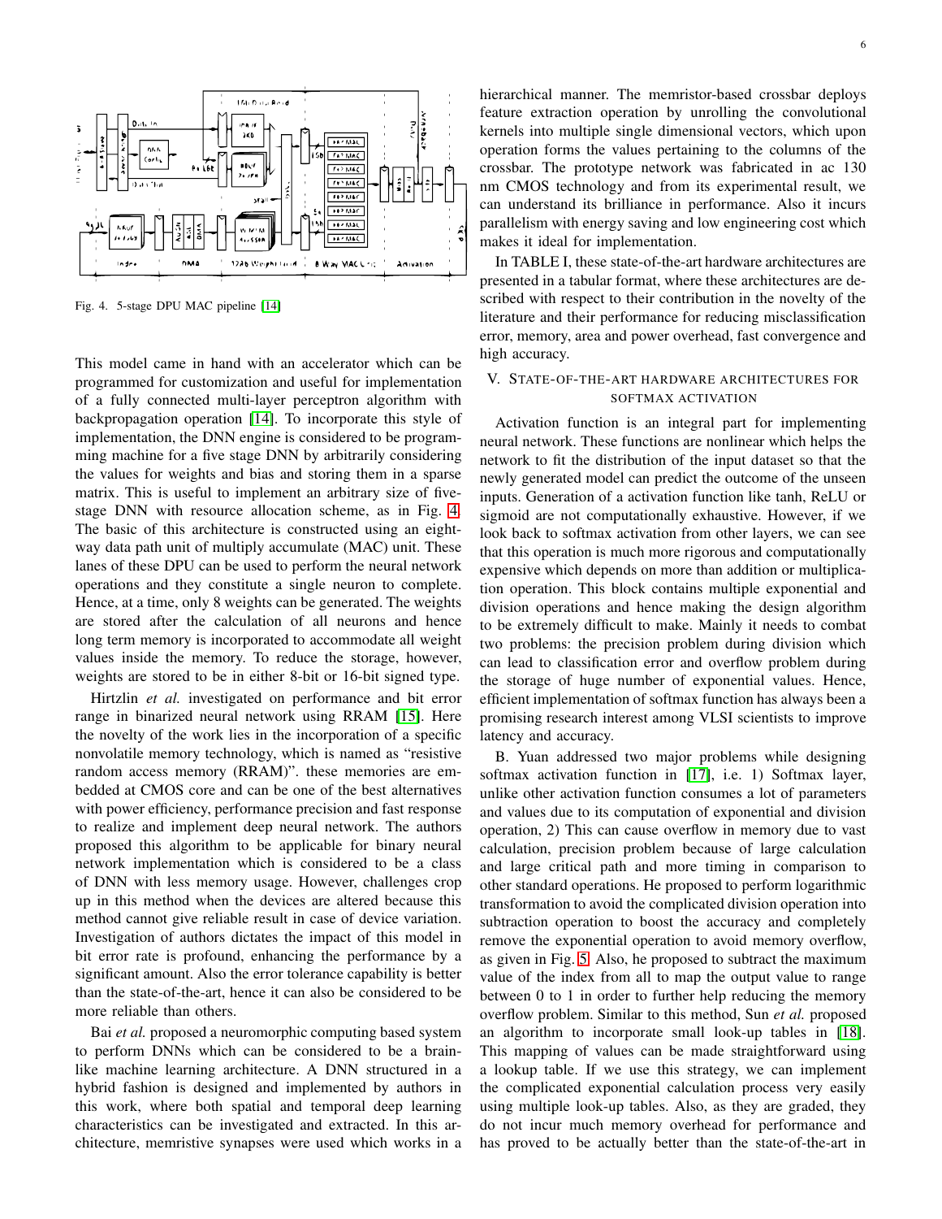Fig. 4. 5-stage DPU MAC pipeline [14]

This model came in hand with an accelerator which can be programmed for customization and useful for implementation of a fully connected multi-layer perceptron algorithm with backpropagation operation [14]. To incorporate this style of implementation, the DNN engine is considered to be programming machine for a five stage DNN by arbitrarily considering the values for weights and bias and storing them in a sparse matrix. This is useful to implement an arbitrary size of five-stage DNN with resource allocation scheme, as in Fig. 4. The basic of this architecture is constructed using an eight-way data path unit of multiply accumulate (MAC) unit. These lanes of these DPU can be used to perform the neural network operations and they constitute a single neuron to complete. Hence, at a time, only 8 weights can be generated. The weights are stored after the calculation of all neurons and hence long term memory is incorporated to accommodate all weight values inside the memory. To reduce the storage, however, weights are stored to be in either 8-bit or 16-bit signed type.

Hirtzlin *et al.* investigated on performance and bit error range in binarized neural network using RRAM [15]. Here the novelty of the work lies in the incorporation of a specific nonvolatile memory technology, which is named as "resistive random access memory (RRAM)". these memories are embedded at CMOS core and can be one of the best alternatives with power efficiency, performance precision and fast response to realize and implement deep neural network. The authors proposed this algorithm to be applicable for binary neural network implementation which is considered to be a class of DNN with less memory usage. However, challenges crop up in this method when the devices are altered because this method cannot give reliable result in case of device variation. Investigation of authors dictates the impact of this model in bit error rate is profound, enhancing the performance by a significant amount. Also the error tolerance capability is better than the state-of-the-art, hence it can also be considered to be more reliable than others.

Bai *et al.* proposed a neuromorphic computing based system to perform DNNs which can be considered to be a brain-like machine learning architecture. A DNN structured in a hybrid fashion is designed and implemented by authors in this work, where both spatial and temporal deep learning characteristics can be investigated and extracted. In this architecture, memristive synapses were used which works in a hierarchical manner. The memristor-based crossbar deploys feature extraction operation by unrolling the convolutional kernels into multiple single dimensional vectors, which upon operation forms the values pertaining to the columns of the crossbar. The prototype network was fabricated in ac 130 nm CMOS technology and from its experimental result, we can understand its brilliance in performance. Also it incurs parallelism with energy saving and low engineering cost which makes it ideal for implementation.

In TABLE I, these state-of-the-art hardware architectures are presented in a tabular format, where these architectures are described with respect to their contribution in the novelty of the literature and their performance for reducing misclassification error, memory, area and power overhead, fast convergence and high accuracy.

## V. State-of-the-art hardware architectures for softmax activation

Activation function is an integral part for implementing neural network. These functions are nonlinear which helps the network to fit the distribution of the input dataset so that the newly generated model can predict the outcome of the unseen inputs. Generation of a activation function like tanh, ReLU or sigmoid are not computationally exhaustive. However, if we look back to softmax activation from other layers, we can see that this operation is much more rigorous and computationally expensive which depends on more than addition or multiplication operation. This block contains multiple exponential and division operations and hence making the design algorithm to be extremely difficult to make. Mainly it needs to combat two problems: the precision problem during division which can lead to classification error and overflow problem during the storage of huge number of exponential values. Hence, efficient implementation of softmax function has always been a promising research interest among VLSI scientists to improve latency and accuracy.

B. Yuan addressed two major problems while designing softmax activation function in [17], i.e. 1) Softmax layer, unlike other activation function consumes a lot of parameters and values due to its computation of exponential and division operation, 2) This can cause overflow in memory due to vast calculation, precision problem because of large calculation and large critical path and more timing in comparison to other standard operations. He proposed to perform logarithmic transformation to avoid the complicated division operation into subtraction operation to boost the accuracy and completely remove the exponential operation to avoid memory overflow, as given in Fig. 5. Also, he proposed to subtract the maximum value of the index from all to map the output value to range between 0 to 1 in order to further help reducing the memory overflow problem. Similar to this method, Sun *et al.* proposed an algorithm to incorporate small look-up tables in [18]. This mapping of values can be made straightforward using a lookup table. If we use this strategy, we can implement the complicated exponential calculation process very easily using multiple look-up tables. Also, as they are graded, they do not incur much memory overhead for performance and has proved to be actually better than the state-of-the-art in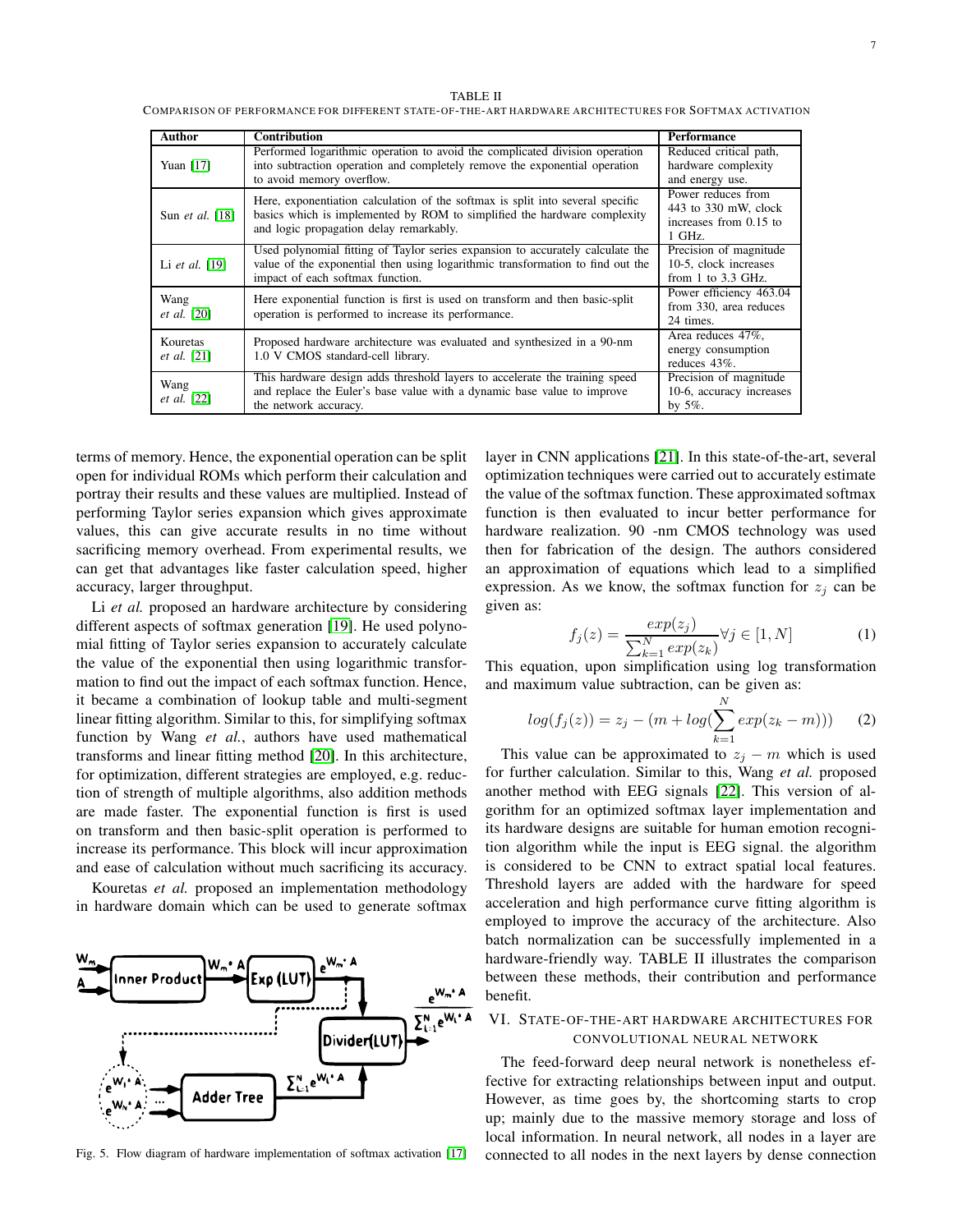TABLE II

COMPARISON OF PERFORMANCE FOR DIFFERENT STATE-OF-THE-ART HARDWARE ARCHITECTURES FOR SOFTMAX ACTIVATION

| Author | Contribution | Performance |
|---|---|---|
| Yuan [17] | Performed logarithmic operation to avoid the complicated division operation into subtraction operation and completely remove the exponential operation to avoid memory overflow. | Reduced critical path, hardware complexity and energy use. |
| Sun *et al.* [18] | Here, exponentiation calculation of the softmax is split into several specific basics which is implemented by ROM to simplified the hardware complexity and logic propagation delay remarkably. | Power reduces from 443 to 330 mW, clock increases from 0.15 to 1 GHz. |
| Li *et al.* [19] | Used polynomial fitting of Taylor series expansion to accurately calculate the value of the exponential then using logarithmic transformation to find out the impact of each softmax function. | Precision of magnitude 10-5, clock increases from 1 to 3.3 GHz. |
| Wang *et al.* [20] | Here exponential function is first is used on transform and then basic-split operation is performed to increase its performance. | Power efficiency 463.04 from 330, area reduces 24 times. |
| Kouretas *et al.* [21] | Proposed hardware architecture was evaluated and synthesized in a 90-nm 1.0 V CMOS standard-cell library. | Area reduces 47%, energy consumption reduces 43%. |
| Wang *et al.* [22] | This hardware design adds threshold layers to accelerate the training speed and replace the Euler's base value with a dynamic base value to improve the network accuracy. | Precision of magnitude 10-6, accuracy increases by 5%. |

terms of memory. Hence, the exponential operation can be split open for individual ROMs which perform their calculation and portray their results and these values are multiplied. Instead of performing Taylor series expansion which gives approximate values, this can give accurate results in no time without sacrificing memory overhead. From experimental results, we can get that advantages like faster calculation speed, higher accuracy, larger throughput.

Li *et al.* proposed an hardware architecture by considering different aspects of softmax generation [19]. He used polynomial fitting of Taylor series expansion to accurately calculate the value of the exponential then using logarithmic transformation to find out the impact of each softmax function. Hence, it became a combination of lookup table and multi-segment linear fitting algorithm. Similar to this, for simplifying softmax function by Wang *et al.*, authors have used mathematical transforms and linear fitting method [20]. In this architecture, for optimization, different strategies are employed, e.g. reduction of strength of multiple algorithms, also addition methods are made faster. The exponential function is first is used on transform and then basic-split operation is performed to increase its performance. This block will incur approximation and ease of calculation without much sacrificing its accuracy.

Kouretas *et al.* proposed an implementation methodology in hardware domain which can be used to generate softmax

Fig. 5. Flow diagram of hardware implementation of softmax activation [17]

layer in CNN applications [21]. In this state-of-the-art, several optimization techniques were carried out to accurately estimate the value of the softmax function. These approximated softmax function is then evaluated to incur better performance for hardware realization. 90 -nm CMOS technology was used then for fabrication of the design. The authors considered an approximation of equations which lead to a simplified expression. As we know, the softmax function for $z_j$ can be given as:

$$f_j(z) = \frac{exp(z_j)}{\sum_{k=1}^{N} exp(z_k)} \forall j \in [1, N] \tag{1}$$

This equation, upon simplification using log transformation and maximum value subtraction, can be given as:

$$log(f_j(z)) = z_j - (m + log(\sum_{k=1}^{N} exp(z_k - m))) \tag{2}$$

This value can be approximated to $z_j - m$ which is used for further calculation. Similar to this, Wang *et al.* proposed another method with EEG signals [22]. This version of algorithm for an optimized softmax layer implementation and its hardware designs are suitable for human emotion recognition algorithm while the input is EEG signal. the algorithm is considered to be CNN to extract spatial local features. Threshold layers are added with the hardware for speed acceleration and high performance curve fitting algorithm is employed to improve the accuracy of the architecture. Also batch normalization can be successfully implemented in a hardware-friendly way. TABLE II illustrates the comparison between these methods, their contribution and performance benefit.

## VI. STATE-OF-THE-ART HARDWARE ARCHITECTURES FOR CONVOLUTIONAL NEURAL NETWORK

The feed-forward deep neural network is nonetheless effective for extracting relationships between input and output. However, as time goes by, the shortcoming starts to crop up; mainly due to the massive memory storage and loss of local information. In neural network, all nodes in a layer are connected to all nodes in the next layers by dense connection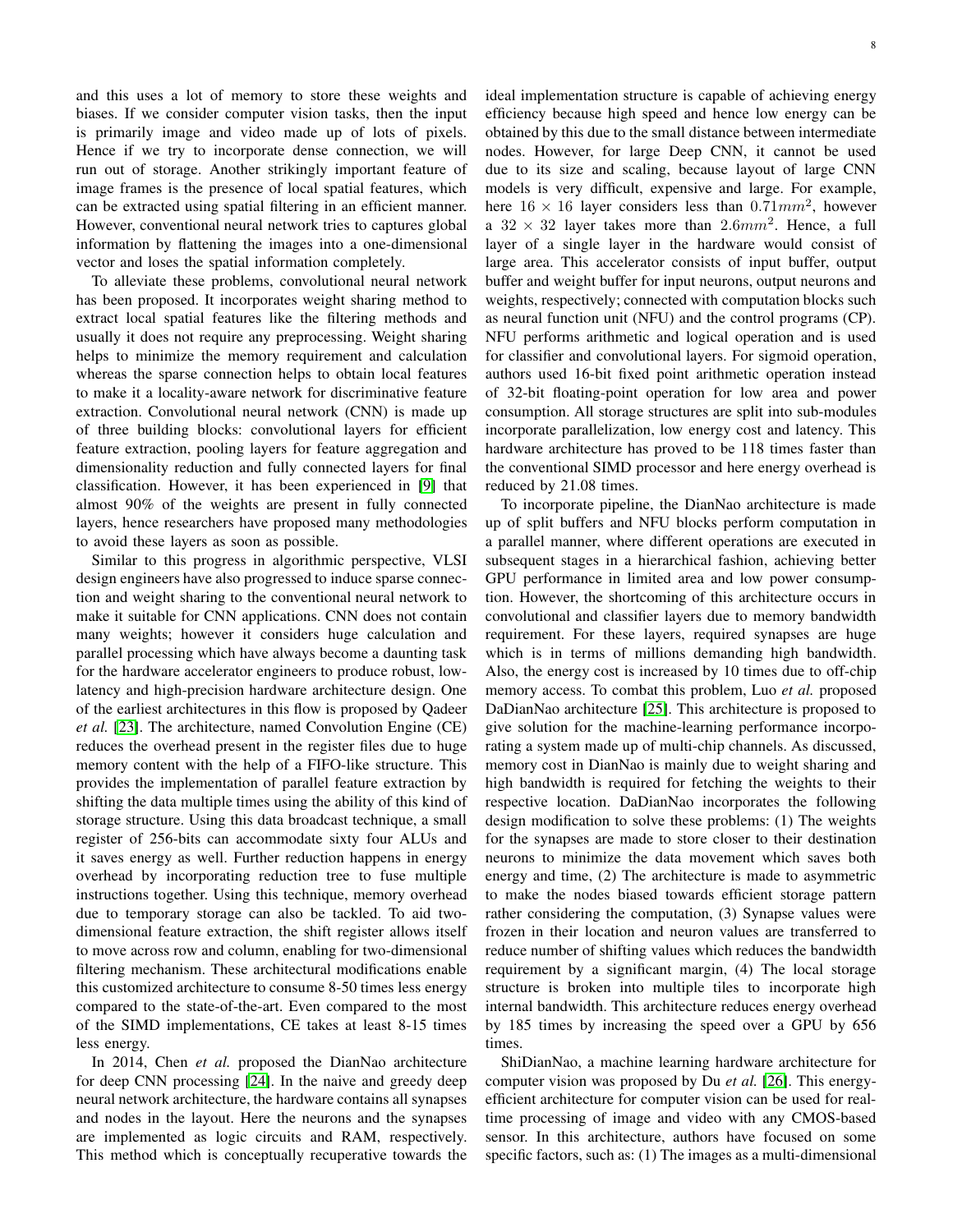and this uses a lot of memory to store these weights and biases. If we consider computer vision tasks, then the input is primarily image and video made up of lots of pixels. Hence if we try to incorporate dense connection, we will run out of storage. Another strikingly important feature of image frames is the presence of local spatial features, which can be extracted using spatial filtering in an efficient manner. However, conventional neural network tries to captures global information by flattening the images into a one-dimensional vector and loses the spatial information completely.

To alleviate these problems, convolutional neural network has been proposed. It incorporates weight sharing method to extract local spatial features like the filtering methods and usually it does not require any preprocessing. Weight sharing helps to minimize the memory requirement and calculation whereas the sparse connection helps to obtain local features to make it a locality-aware network for discriminative feature extraction. Convolutional neural network (CNN) is made up of three building blocks: convolutional layers for efficient feature extraction, pooling layers for feature aggregation and dimensionality reduction and fully connected layers for final classification. However, it has been experienced in [9] that almost 90% of the weights are present in fully connected layers, hence researchers have proposed many methodologies to avoid these layers as soon as possible.

Similar to this progress in algorithmic perspective, VLSI design engineers have also progressed to induce sparse connection and weight sharing to the conventional neural network to make it suitable for CNN applications. CNN does not contain many weights; however it considers huge calculation and parallel processing which have always become a daunting task for the hardware accelerator engineers to produce robust, low-latency and high-precision hardware architecture design. One of the earliest architectures in this flow is proposed by Qadeer *et al.* [23]. The architecture, named Convolution Engine (CE) reduces the overhead present in the register files due to huge memory content with the help of a FIFO-like structure. This provides the implementation of parallel feature extraction by shifting the data multiple times using the ability of this kind of storage structure. Using this data broadcast technique, a small register of 256-bits can accommodate sixty four ALUs and it saves energy as well. Further reduction happens in energy overhead by incorporating reduction tree to fuse multiple instructions together. Using this technique, memory overhead due to temporary storage can also be tackled. To aid two-dimensional feature extraction, the shift register allows itself to move across row and column, enabling for two-dimensional filtering mechanism. These architectural modifications enable this customized architecture to consume 8-50 times less energy compared to the state-of-the-art. Even compared to the most of the SIMD implementations, CE takes at least 8-15 times less energy.

In 2014, Chen *et al.* proposed the DianNao architecture for deep CNN processing [24]. In the naive and greedy deep neural network architecture, the hardware contains all synapses and nodes in the layout. Here the neurons and the synapses are implemented as logic circuits and RAM, respectively. This method which is conceptually recuperative towards the ideal implementation structure is capable of achieving energy efficiency because high speed and hence low energy can be obtained by this due to the small distance between intermediate nodes. However, for large Deep CNN, it cannot be used due to its size and scaling, because layout of large CNN models is very difficult, expensive and large. For example, here $16 \times 16$ layer considers less than $0.71mm^2$, however a $32 \times 32$ layer takes more than $2.6mm^2$. Hence, a full layer of a single layer in the hardware would consist of large area. This accelerator consists of input buffer, output buffer and weight buffer for input neurons, output neurons and weights, respectively; connected with computation blocks such as neural function unit (NFU) and the control programs (CP). NFU performs arithmetic and logical operation and is used for classifier and convolutional layers. For sigmoid operation, authors used 16-bit fixed point arithmetic operation instead of 32-bit floating-point operation for low area and power consumption. All storage structures are split into sub-modules incorporate parallelization, low energy cost and latency. This hardware architecture has proved to be 118 times faster than the conventional SIMD processor and here energy overhead is reduced by 21.08 times.

To incorporate pipeline, the DianNao architecture is made up of split buffers and NFU blocks perform computation in a parallel manner, where different operations are executed in subsequent stages in a hierarchical fashion, achieving better GPU performance in limited area and low power consumption. However, the shortcoming of this architecture occurs in convolutional and classifier layers due to memory bandwidth requirement. For these layers, required synapses are huge which is in terms of millions demanding high bandwidth. Also, the energy cost is increased by 10 times due to off-chip memory access. To combat this problem, Luo *et al.* proposed DaDianNao architecture [25]. This architecture is proposed to give solution for the machine-learning performance incorporating a system made up of multi-chip channels. As discussed, memory cost in DianNao is mainly due to weight sharing and high bandwidth is required for fetching the weights to their respective location. DaDianNao incorporates the following design modification to solve these problems: (1) The weights for the synapses are made to store closer to their destination neurons to minimize the data movement which saves both energy and time, (2) The architecture is made to asymmetric to make the nodes biased towards efficient storage pattern rather considering the computation, (3) Synapse values were frozen in their location and neuron values are transferred to reduce number of shifting values which reduces the bandwidth requirement by a significant margin, (4) The local storage structure is broken into multiple tiles to incorporate high internal bandwidth. This architecture reduces energy overhead by 185 times by increasing the speed over a GPU by 656 times.

ShiDianNao, a machine learning hardware architecture for computer vision was proposed by Du *et al.* [26]. This energy-efficient architecture for computer vision can be used for real-time processing of image and video with any CMOS-based sensor. In this architecture, authors have focused on some specific factors, such as: (1) The images as a multi-dimensional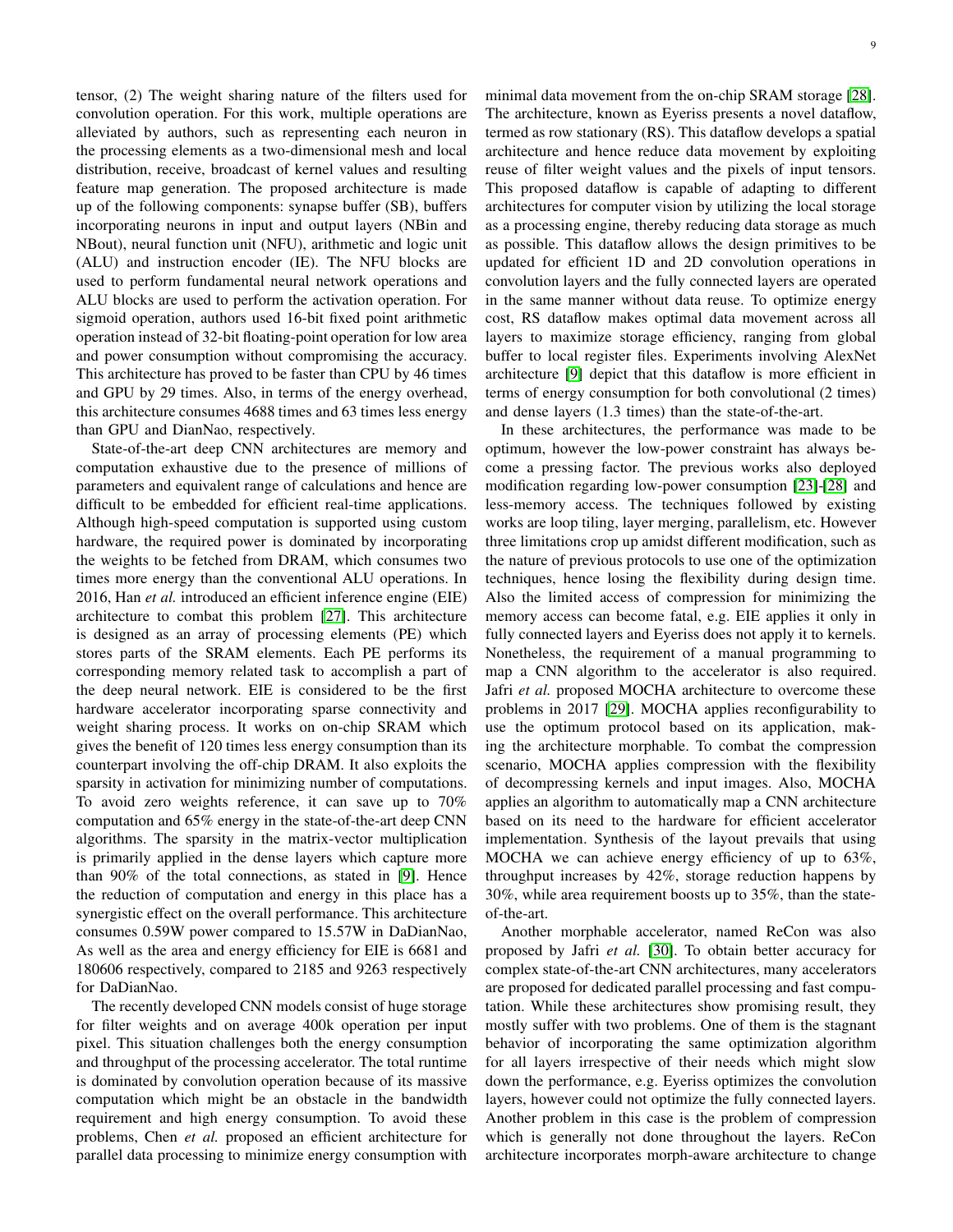tensor, (2) The weight sharing nature of the filters used for convolution operation. For this work, multiple operations are alleviated by authors, such as representing each neuron in the processing elements as a two-dimensional mesh and local distribution, receive, broadcast of kernel values and resulting feature map generation. The proposed architecture is made up of the following components: synapse buffer (SB), buffers incorporating neurons in input and output layers (NBin and NBout), neural function unit (NFU), arithmetic and logic unit (ALU) and instruction encoder (IE). The NFU blocks are used to perform fundamental neural network operations and ALU blocks are used to perform the activation operation. For sigmoid operation, authors used 16-bit fixed point arithmetic operation instead of 32-bit floating-point operation for low area and power consumption without compromising the accuracy. This architecture has proved to be faster than CPU by 46 times and GPU by 29 times. Also, in terms of the energy overhead, this architecture consumes 4688 times and 63 times less energy than GPU and DianNao, respectively.

State-of-the-art deep CNN architectures are memory and computation exhaustive due to the presence of millions of parameters and equivalent range of calculations and hence are difficult to be embedded for efficient real-time applications. Although high-speed computation is supported using custom hardware, the required power is dominated by incorporating the weights to be fetched from DRAM, which consumes two times more energy than the conventional ALU operations. In 2016, Han *et al.* introduced an efficient inference engine (EIE) architecture to combat this problem [27]. This architecture is designed as an array of processing elements (PE) which stores parts of the SRAM elements. Each PE performs its corresponding memory related task to accomplish a part of the deep neural network. EIE is considered to be the first hardware accelerator incorporating sparse connectivity and weight sharing process. It works on on-chip SRAM which gives the benefit of 120 times less energy consumption than its counterpart involving the off-chip DRAM. It also exploits the sparsity in activation for minimizing number of computations. To avoid zero weights reference, it can save up to 70% computation and 65% energy in the state-of-the-art deep CNN algorithms. The sparsity in the matrix-vector multiplication is primarily applied in the dense layers which capture more than 90% of the total connections, as stated in [9]. Hence the reduction of computation and energy in this place has a synergistic effect on the overall performance. This architecture consumes 0.59W power compared to 15.57W in DaDianNao, As well as the area and energy efficiency for EIE is 6681 and 180606 respectively, compared to 2185 and 9263 respectively for DaDianNao.

The recently developed CNN models consist of huge storage for filter weights and on average 400k operation per input pixel. This situation challenges both the energy consumption and throughput of the processing accelerator. The total runtime is dominated by convolution operation because of its massive computation which might be an obstacle in the bandwidth requirement and high energy consumption. To avoid these problems, Chen *et al.* proposed an efficient architecture for parallel data processing to minimize energy consumption with minimal data movement from the on-chip SRAM storage [28]. The architecture, known as Eyeriss presents a novel dataflow, termed as row stationary (RS). This dataflow develops a spatial architecture and hence reduce data movement by exploiting reuse of filter weight values and the pixels of input tensors. This proposed dataflow is capable of adapting to different architectures for computer vision by utilizing the local storage as a processing engine, thereby reducing data storage as much as possible. This dataflow allows the design primitives to be updated for efficient 1D and 2D convolution operations in convolution layers and the fully connected layers are operated in the same manner without data reuse. To optimize energy cost, RS dataflow makes optimal data movement across all layers to maximize storage efficiency, ranging from global buffer to local register files. Experiments involving AlexNet architecture [9] depict that this dataflow is more efficient in terms of energy consumption for both convolutional (2 times) and dense layers (1.3 times) than the state-of-the-art.

In these architectures, the performance was made to be optimum, however the low-power constraint has always become a pressing factor. The previous works also deployed modification regarding low-power consumption [23]-[28] and less-memory access. The techniques followed by existing works are loop tiling, layer merging, parallelism, etc. However three limitations crop up amidst different modification, such as the nature of previous protocols to use one of the optimization techniques, hence losing the flexibility during design time. Also the limited access of compression for minimizing the memory access can become fatal, e.g. EIE applies it only in fully connected layers and Eyeriss does not apply it to kernels. Nonetheless, the requirement of a manual programming to map a CNN algorithm to the accelerator is also required. Jafri *et al.* proposed MOCHA architecture to overcome these problems in 2017 [29]. MOCHA applies reconfigurability to use the optimum protocol based on its application, making the architecture morphable. To combat the compression scenario, MOCHA applies compression with the flexibility of decompressing kernels and input images. Also, MOCHA applies an algorithm to automatically map a CNN architecture based on its need to the hardware for efficient accelerator implementation. Synthesis of the layout prevails that using MOCHA we can achieve energy efficiency of up to 63%, throughput increases by 42%, storage reduction happens by 30%, while area requirement boosts up to 35%, than the state-of-the-art.

Another morphable accelerator, named ReCon was also proposed by Jafri *et al.* [30]. To obtain better accuracy for complex state-of-the-art CNN architectures, many accelerators are proposed for dedicated parallel processing and fast computation. While these architectures show promising result, they mostly suffer with two problems. One of them is the stagnant behavior of incorporating the same optimization algorithm for all layers irrespective of their needs which might slow down the performance, e.g. Eyeriss optimizes the convolution layers, however could not optimize the fully connected layers. Another problem in this case is the problem of compression which is generally not done throughout the layers. ReCon architecture incorporates morph-aware architecture to change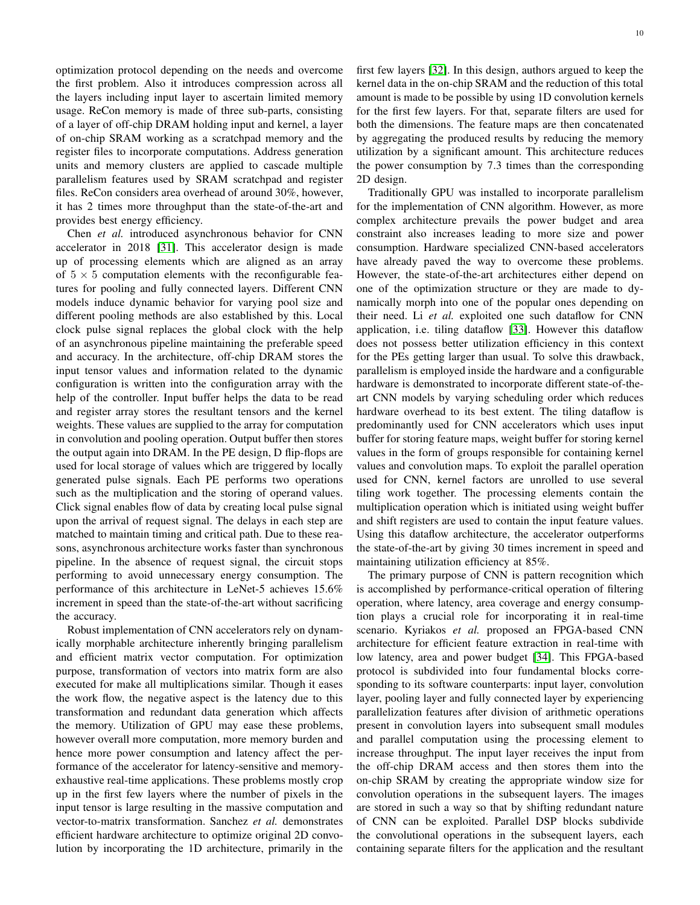optimization protocol depending on the needs and overcome the first problem. Also it introduces compression across all the layers including input layer to ascertain limited memory usage. ReCon memory is made of three sub-parts, consisting of a layer of off-chip DRAM holding input and kernel, a layer of on-chip SRAM working as a scratchpad memory and the register files to incorporate computations. Address generation units and memory clusters are applied to cascade multiple parallelism features used by SRAM scratchpad and register files. ReCon considers area overhead of around 30%, however, it has 2 times more throughput than the state-of-the-art and provides best energy efficiency.

Chen *et al.* introduced asynchronous behavior for CNN accelerator in 2018 [31]. This accelerator design is made up of processing elements which are aligned as an array of $5 \times 5$ computation elements with the reconfigurable features for pooling and fully connected layers. Different CNN models induce dynamic behavior for varying pool size and different pooling methods are also established by this. Local clock pulse signal replaces the global clock with the help of an asynchronous pipeline maintaining the preferable speed and accuracy. In the architecture, off-chip DRAM stores the input tensor values and information related to the dynamic configuration is written into the configuration array with the help of the controller. Input buffer helps the data to be read and register array stores the resultant tensors and the kernel weights. These values are supplied to the array for computation in convolution and pooling operation. Output buffer then stores the output again into DRAM. In the PE design, D flip-flops are used for local storage of values which are triggered by locally generated pulse signals. Each PE performs two operations such as the multiplication and the storing of operand values. Click signal enables flow of data by creating local pulse signal upon the arrival of request signal. The delays in each step are matched to maintain timing and critical path. Due to these reasons, asynchronous architecture works faster than synchronous pipeline. In the absence of request signal, the circuit stops performing to avoid unnecessary energy consumption. The performance of this architecture in LeNet-5 achieves 15.6% increment in speed than the state-of-the-art without sacrificing the accuracy.

Robust implementation of CNN accelerators rely on dynamically morphable architecture inherently bringing parallelism and efficient matrix vector computation. For optimization purpose, transformation of vectors into matrix form are also executed for make all multiplications similar. Though it eases the work flow, the negative aspect is the latency due to this transformation and redundant data generation which affects the memory. Utilization of GPU may ease these problems, however overall more computation, more memory burden and hence more power consumption and latency affect the performance of the accelerator for latency-sensitive and memory-exhaustive real-time applications. These problems mostly crop up in the first few layers where the number of pixels in the input tensor is large resulting in the massive computation and vector-to-matrix transformation. Sanchez *et al.* demonstrates efficient hardware architecture to optimize original 2D convolution by incorporating the 1D architecture, primarily in the first few layers [32]. In this design, authors argued to keep the kernel data in the on-chip SRAM and the reduction of this total amount is made to be possible by using 1D convolution kernels for the first few layers. For that, separate filters are used for both the dimensions. The feature maps are then concatenated by aggregating the produced results by reducing the memory utilization by a significant amount. This architecture reduces the power consumption by 7.3 times than the corresponding 2D design.

Traditionally GPU was installed to incorporate parallelism for the implementation of CNN algorithm. However, as more complex architecture prevails the power budget and area constraint also increases leading to more size and power consumption. Hardware specialized CNN-based accelerators have already paved the way to overcome these problems. However, the state-of-the-art architectures either depend on one of the optimization structure or they are made to dynamically morph into one of the popular ones depending on their need. Li *et al.* exploited one such dataflow for CNN application, i.e. tiling dataflow [33]. However this dataflow does not possess better utilization efficiency in this context for the PEs getting larger than usual. To solve this drawback, parallelism is employed inside the hardware and a configurable hardware is demonstrated to incorporate different state-of-the-art CNN models by varying scheduling order which reduces hardware overhead to its best extent. The tiling dataflow is predominantly used for CNN accelerators which uses input buffer for storing feature maps, weight buffer for storing kernel values in the form of groups responsible for containing kernel values and convolution maps. To exploit the parallel operation used for CNN, kernel factors are unrolled to use several tiling work together. The processing elements contain the multiplication operation which is initiated using weight buffer and shift registers are used to contain the input feature values. Using this dataflow architecture, the accelerator outperforms the state-of-the-art by giving 30 times increment in speed and maintaining utilization efficiency at 85%.

The primary purpose of CNN is pattern recognition which is accomplished by performance-critical operation of filtering operation, where latency, area coverage and energy consumption plays a crucial role for incorporating it in real-time scenario. Kyriakos *et al.* proposed an FPGA-based CNN architecture for efficient feature extraction in real-time with low latency, area and power budget [34]. This FPGA-based protocol is subdivided into four fundamental blocks corresponding to its software counterparts: input layer, convolution layer, pooling layer and fully connected layer by experiencing parallelization features after division of arithmetic operations present in convolution layers into subsequent small modules and parallel computation using the processing element to increase throughput. The input layer receives the input from the off-chip DRAM access and then stores them into the on-chip SRAM by creating the appropriate window size for convolution operations in the subsequent layers. The images are stored in such a way so that by shifting redundant nature of CNN can be exploited. Parallel DSP blocks subdivide the convolutional operations in the subsequent layers, each containing separate filters for the application and the resultant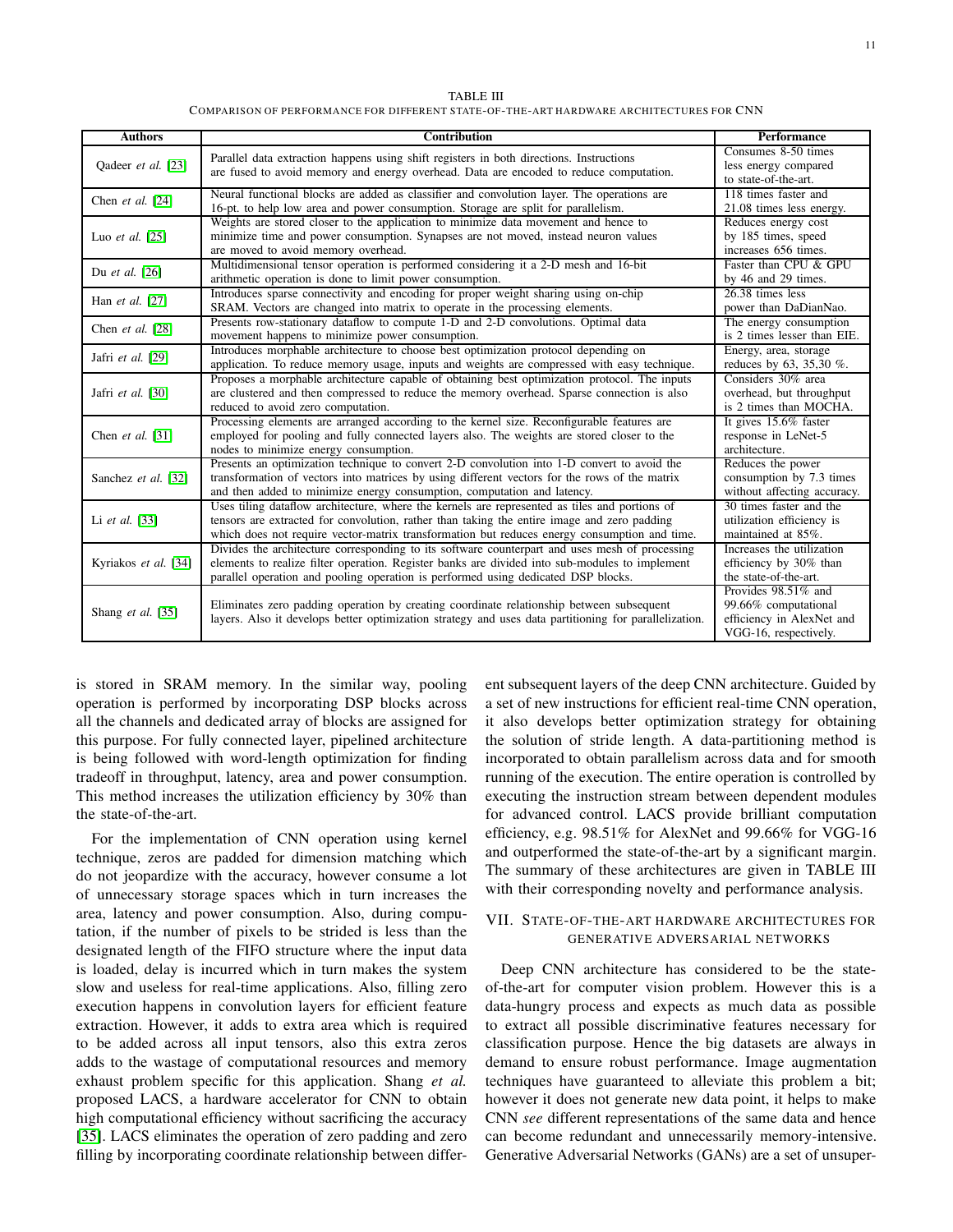TABLE III

COMPARISON OF PERFORMANCE FOR DIFFERENT STATE-OF-THE-ART HARDWARE ARCHITECTURES FOR CNN

| Authors | Contribution | Performance |
|---|---|---|
| Qadeer *et al.* [23] | Parallel data extraction happens using shift registers in both directions. Instructions are fused to avoid memory and energy overhead. Data are encoded to reduce computation. | Consumes 8-50 times less energy compared to state-of-the-art. |
| Chen *et al.* [24] | Neural functional blocks are added as classifier and convolution layer. The operations are 16-pt. to help low area and power consumption. Storage are split for parallelism. | 118 times faster and 21.08 times less energy. |
| Luo *et al.* [25] | Weights are stored closer to the application to minimize data movement and hence to minimize time and power consumption. Synapses are not moved, instead neuron values are moved to avoid memory overhead. | Reduces energy cost by 185 times, speed increases 656 times. |
| Du *et al.* [26] | Multidimensional tensor operation is performed considering it a 2-D mesh and 16-bit arithmetic operation is done to limit power consumption. | Faster than CPU & GPU by 46 and 29 times. |
| Han *et al.* [27] | Introduces sparse connectivity and encoding for proper weight sharing using on-chip SRAM. Vectors are changed into matrix to operate in the processing elements. | 26.38 times less power than DaDianNao. |
| Chen *et al.* [28] | Presents row-stationary dataflow to compute 1-D and 2-D convolutions. Optimal data movement happens to minimize power consumption. | The energy consumption is 2 times lesser than EIE. |
| Jafri *et al.* [29] | Introduces morphable architecture to choose best optimization protocol depending on application. To reduce memory usage, inputs and weights are compressed with easy technique. | Energy, area, storage reduces by 63, 35,30 %. |
| Jafri *et al.* [30] | Proposes a morphable architecture capable of obtaining best optimization protocol. The inputs are clustered and then compressed to reduce the memory overhead. Sparse connection is also reduced to avoid zero computation. | Considers 30% area overhead, but throughput is 2 times than MOCHA. |
| Chen *et al.* [31] | Processing elements are arranged according to the kernel size. Reconfigurable features are employed for pooling and fully connected layers also. The weights are stored closer to the nodes to minimize energy consumption. | It gives 15.6% faster response in LeNet-5 architecture. |
| Sanchez *et al.* [32] | Presents an optimization technique to convert 2-D convolution into 1-D convert to avoid the transformation of vectors into matrices by using different vectors for the rows of the matrix and then added to minimize energy consumption, computation and latency. | Reduces the power consumption by 7.3 times without affecting accuracy. |
| Li *et al.* [33] | Uses tiling dataflow architecture, where the kernels are represented as tiles and portions of tensors are extracted for convolution, rather than taking the entire image and zero padding which does not require vector-matrix transformation but reduces energy consumption and time. | 30 times faster and the utilization efficiency is maintained at 85%. |
| Kyriakos *et al.* [34] | Divides the architecture corresponding to its software counterpart and uses mesh of processing elements to realize filter operation. Register banks are divided into sub-modules to implement parallel operation and pooling operation is performed using dedicated DSP blocks. | Increases the utilization efficiency by 30% than the state-of-the-art. |
| Shang *et al.* [35] | Eliminates zero padding operation by creating coordinate relationship between subsequent layers. Also it develops better optimization strategy and uses data partitioning for parallelization. | Provides 98.51% and 99.66% computational efficiency in AlexNet and VGG-16, respectively. |

is stored in SRAM memory. In the similar way, pooling operation is performed by incorporating DSP blocks across all the channels and dedicated array of blocks are assigned for this purpose. For fully connected layer, pipelined architecture is being followed with word-length optimization for finding tradeoff in throughput, latency, area and power consumption. This method increases the utilization efficiency by 30% than the state-of-the-art.

For the implementation of CNN operation using kernel technique, zeros are padded for dimension matching which do not jeopardize with the accuracy, however consume a lot of unnecessary storage spaces which in turn increases the area, latency and power consumption. Also, during computation, if the number of pixels to be strided is less than the designated length of the FIFO structure where the input data is loaded, delay is incurred which in turn makes the system slow and useless for real-time applications. Also, filling zero execution happens in convolution layers for efficient feature extraction. However, it adds to extra area which is required to be added across all input tensors, also this extra zeros adds to the wastage of computational resources and memory exhaust problem specific for this application. Shang *et al.* proposed LACS, a hardware accelerator for CNN to obtain high computational efficiency without sacrificing the accuracy [35]. LACS eliminates the operation of zero padding and zero filling by incorporating coordinate relationship between different subsequent layers of the deep CNN architecture. Guided by a set of new instructions for efficient real-time CNN operation, it also develops better optimization strategy for obtaining the solution of stride length. A data-partitioning method is incorporated to obtain parallelism across data and for smooth running of the execution. The entire operation is controlled by executing the instruction stream between dependent modules for advanced control. LACS provide brilliant computation efficiency, e.g. 98.51% for AlexNet and 99.66% for VGG-16 and outperformed the state-of-the-art by a significant margin. The summary of these architectures are given in TABLE III with their corresponding novelty and performance analysis.

## VII. STATE-OF-THE-ART HARDWARE ARCHITECTURES FOR GENERATIVE ADVERSARIAL NETWORKS

Deep CNN architecture has considered to be the state-of-the-art for computer vision problem. However this is a data-hungry process and expects as much data as possible to extract all possible discriminative features necessary for classification purpose. Hence the big datasets are always in demand to ensure robust performance. Image augmentation techniques have guaranteed to alleviate this problem a bit; however it does not generate new data point, it helps to make CNN *see* different representations of the same data and hence can become redundant and unnecessarily memory-intensive. Generative Adversarial Networks (GANs) are a set of unsuper-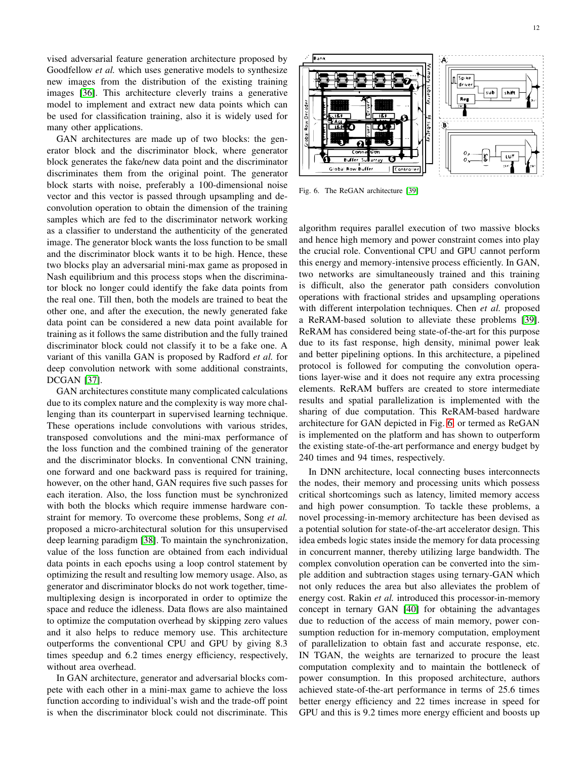vised adversarial feature generation architecture proposed by Goodfellow *et al.* which uses generative models to synthesize new images from the distribution of the existing training images [36]. This architecture cleverly trains a generative model to implement and extract new data points which can be used for classification training, also it is widely used for many other applications.

GAN architectures are made up of two blocks: the generator block and the discriminator block, where generator block generates the fake/new data point and the discriminator discriminates them from the original point. The generator block starts with noise, preferably a 100-dimensional noise vector and this vector is passed through upsampling and deconvolution operation to obtain the dimension of the training samples which are fed to the discriminator network working as a classifier to understand the authenticity of the generated image. The generator block wants the loss function to be small and the discriminator block wants it to be high. Hence, these two blocks play an adversarial mini-max game as proposed in Nash equilibrium and this process stops when the discriminator block no longer could identify the fake data points from the real one. Till then, both the models are trained to beat the other one, and after the execution, the newly generated fake data point can be considered a new data point available for training as it follows the same distribution and the fully trained discriminator block could not classify it to be a fake one. A variant of this vanilla GAN is proposed by Radford *et al.* for deep convolution network with some additional constraints, DCGAN [37].

GAN architectures constitute many complicated calculations due to its complex nature and the complexity is way more challenging than its counterpart in supervised learning technique. These operations include convolutions with various strides, transposed convolutions and the mini-max performance of the loss function and the combined training of the generator and the discriminator blocks. In conventional CNN training, one forward and one backward pass is required for training, however, on the other hand, GAN requires five such passes for each iteration. Also, the loss function must be synchronized with both the blocks which require immense hardware constraint for memory. To overcome these problems, Song *et al.* proposed a micro-architectural solution for this unsupervised deep learning paradigm [38]. To maintain the synchronization, value of the loss function are obtained from each individual data points in each epochs using a loop control statement by optimizing the result and resulting low memory usage. Also, as generator and discriminator blocks do not work together, time-multiplexing design is incorporated in order to optimize the space and reduce the idleness. Data flows are also maintained to optimize the computation overhead by skipping zero values and it also helps to reduce memory use. This architecture outperforms the conventional CPU and GPU by giving 8.3 times speedup and 6.2 times energy efficiency, respectively, without area overhead.

In GAN architecture, generator and adversarial blocks compete with each other in a mini-max game to achieve the loss function according to individual's wish and the trade-off point is when the discriminator block could not discriminate. This

Fig. 6. The ReGAN architecture [39]

algorithm requires parallel execution of two massive blocks and hence high memory and power constraint comes into play the crucial role. Conventional CPU and GPU cannot perform this energy and memory-intensive process efficiently. In GAN, two networks are simultaneously trained and this training is difficult, also the generator path considers convolution operations with fractional strides and upsampling operations with different interpolation techniques. Chen *et al.* proposed a ReRAM-based solution to alleviate these problems [39]. ReRAM has considered being state-of-the-art for this purpose due to its fast response, high density, minimal power leak and better pipelining options. In this architecture, a pipelined protocol is followed for computing the convolution operations layer-wise and it does not require any extra processing elements. ReRAM buffers are created to store intermediate results and spatial parallelization is implemented with the sharing of due computation. This ReRAM-based hardware architecture for GAN depicted in Fig. 6 or termed as ReGAN is implemented on the platform and has shown to outperform the existing state-of-the-art performance and energy budget by 240 times and 94 times, respectively.

In DNN architecture, local connecting buses interconnects the nodes, their memory and processing units which possess critical shortcomings such as latency, limited memory access and high power consumption. To tackle these problems, a novel processing-in-memory architecture has been devised as a potential solution for state-of-the-art accelerator design. This idea embeds logic states inside the memory for data processing in concurrent manner, thereby utilizing large bandwidth. The complex convolution operation can be converted into the simple addition and subtraction stages using ternary-GAN which not only reduces the area but also alleviates the problem of energy cost. Rakin *et al.* introduced this processor-in-memory concept in ternary GAN [40] for obtaining the advantages due to reduction of the access of main memory, power consumption reduction for in-memory computation, employment of parallelization to obtain fast and accurate response, etc. IN TGAN, the weights are ternarized to procure the least computation complexity and to maintain the bottleneck of power consumption. In this proposed architecture, authors achieved state-of-the-art performance in terms of 25.6 times better energy efficiency and 22 times increase in speed for GPU and this is 9.2 times more energy efficient and boosts up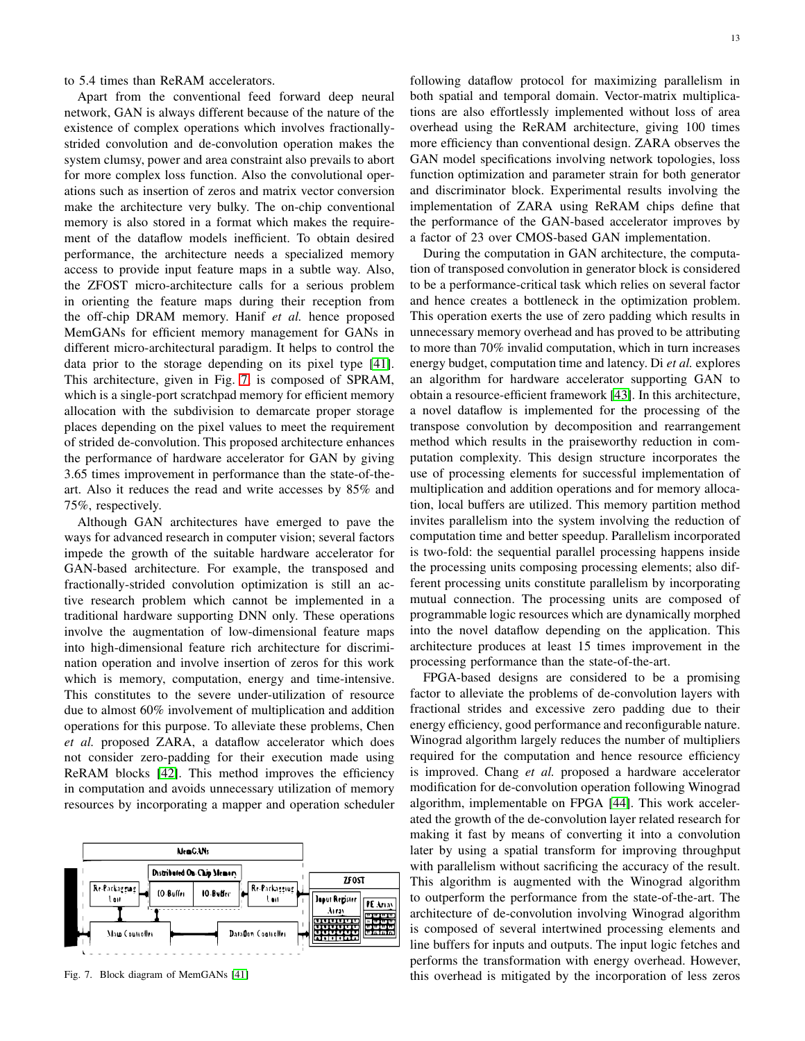to 5.4 times than ReRAM accelerators.

Apart from the conventional feed forward deep neural network, GAN is always different because of the nature of the existence of complex operations which involves fractionally-strided convolution and de-convolution operation makes the system clumsy, power and area constraint also prevails to abort for more complex loss function. Also the convolutional operations such as insertion of zeros and matrix vector conversion make the architecture very bulky. The on-chip conventional memory is also stored in a format which makes the requirement of the dataflow models inefficient. To obtain desired performance, the architecture needs a specialized memory access to provide input feature maps in a subtle way. Also, the ZFOST micro-architecture calls for a serious problem in orienting the feature maps during their reception from the off-chip DRAM memory. Hanif *et al.* hence proposed MemGANs for efficient memory management for GANs in different micro-architectural paradigm. It helps to control the data prior to the storage depending on its pixel type [41]. This architecture, given in Fig. 7, is composed of SPRAM, which is a single-port scratchpad memory for efficient memory allocation with the subdivision to demarcate proper storage places depending on the pixel values to meet the requirement of strided de-convolution. This proposed architecture enhances the performance of hardware accelerator for GAN by giving 3.65 times improvement in performance than the state-of-the-art. Also it reduces the read and write accesses by 85% and 75%, respectively.

Although GAN architectures have emerged to pave the ways for advanced research in computer vision; several factors impede the growth of the suitable hardware accelerator for GAN-based architecture. For example, the transposed and fractionally-strided convolution optimization is still an active research problem which cannot be implemented in a traditional hardware supporting DNN only. These operations involve the augmentation of low-dimensional feature maps into high-dimensional feature rich architecture for discrimination operation and involve insertion of zeros for this work which is memory, computation, energy and time-intensive. This constitutes to the severe under-utilization of resource due to almost 60% involvement of multiplication and addition operations for this purpose. To alleviate these problems, Chen *et al.* proposed ZARA, a dataflow accelerator which does not consider zero-padding for their execution made using ReRAM blocks [42]. This method improves the efficiency in computation and avoids unnecessary utilization of memory resources by incorporating a mapper and operation scheduler following dataflow protocol for maximizing parallelism in both spatial and temporal domain. Vector-matrix multiplications are also effortlessly implemented without loss of area overhead using the ReRAM architecture, giving 100 times more efficiency than conventional design. ZARA observes the GAN model specifications involving network topologies, loss function optimization and parameter strain for both generator and discriminator block. Experimental results involving the implementation of ZARA using ReRAM chips define that the performance of the GAN-based accelerator improves by a factor of 23 over CMOS-based GAN implementation.

Fig. 7. Block diagram of MemGANs [41]

During the computation in GAN architecture, the computation of transposed convolution in generator block is considered to be a performance-critical task which relies on several factor and hence creates a bottleneck in the optimization problem. This operation exerts the use of zero padding which results in unnecessary memory overhead and has proved to be attributing to more than 70% invalid computation, which in turn increases energy budget, computation time and latency. Di *et al.* explores an algorithm for hardware accelerator supporting GAN to obtain a resource-efficient framework [43]. In this architecture, a novel dataflow is implemented for the processing of the transpose convolution by decomposition and rearrangement method which results in the praiseworthy reduction in computation complexity. This design structure incorporates the use of processing elements for successful implementation of multiplication and addition operations and for memory allocation, local buffers are utilized. This memory partition method invites parallelism into the system involving the reduction of computation time and better speedup. Parallelism incorporated is two-fold: the sequential parallel processing happens inside the processing units composing processing elements; also different processing units constitute parallelism by incorporating mutual connection. The processing units are composed of programmable logic resources which are dynamically morphed into the novel dataflow depending on the application. This architecture produces at least 15 times improvement in the processing performance than the state-of-the-art.

FPGA-based designs are considered to be a promising factor to alleviate the problems of de-convolution layers with fractional strides and excessive zero padding due to their energy efficiency, good performance and reconfigurable nature. Winograd algorithm largely reduces the number of multipliers required for the computation and hence resource efficiency is improved. Chang *et al.* proposed a hardware accelerator modification for de-convolution operation following Winograd algorithm, implementable on FPGA [44]. This work accelerated the growth of the de-convolution layer related research for making it fast by means of converting it into a convolution later by using a spatial transform for improving throughput with parallelism without sacrificing the accuracy of the result. This algorithm is augmented with the Winograd algorithm to outperform the performance from the state-of-the-art. The architecture of de-convolution involving Winograd algorithm is composed of several intertwined processing elements and line buffers for inputs and outputs. The input logic fetches and performs the transformation with energy overhead. However, this overhead is mitigated by the incorporation of less zeros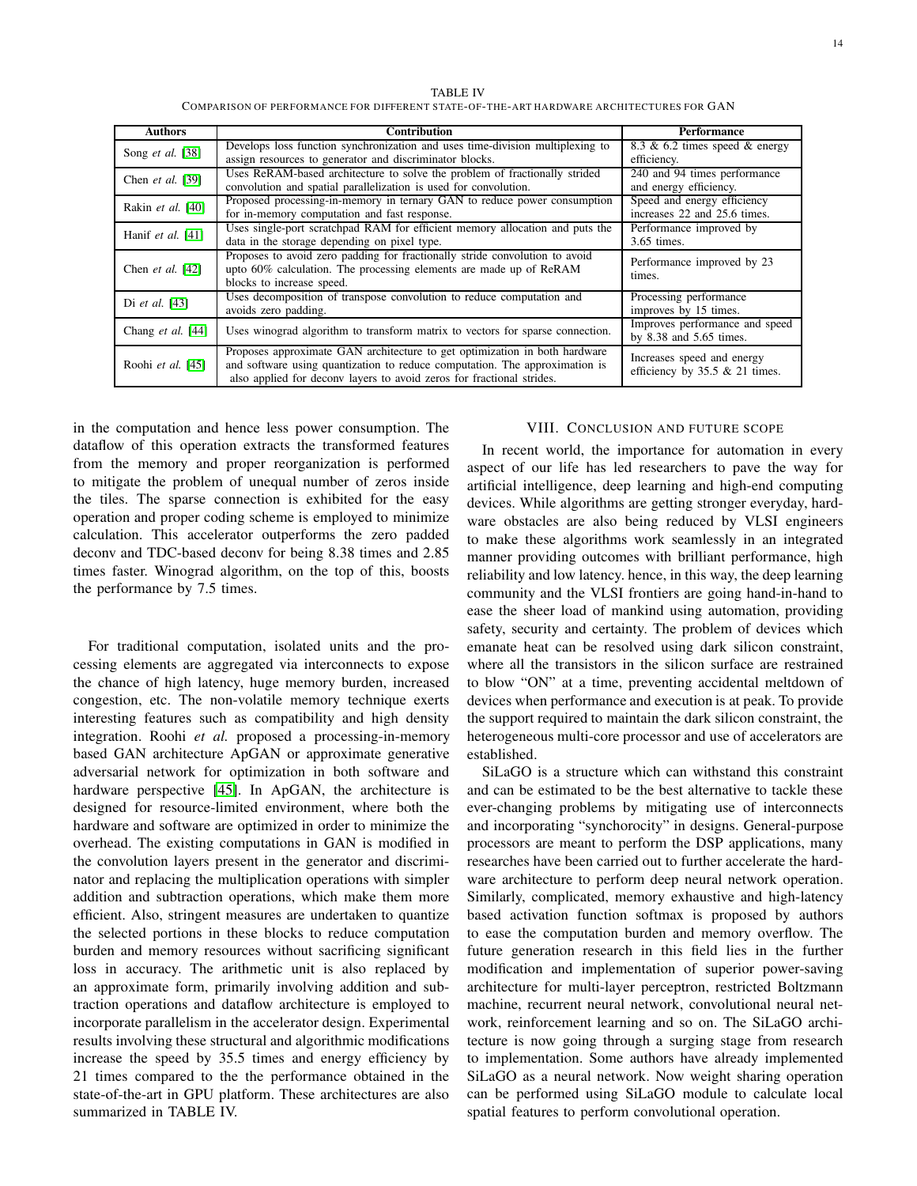TABLE IV
COMPARISON OF PERFORMANCE FOR DIFFERENT STATE-OF-THE-ART HARDWARE ARCHITECTURES FOR GAN

| Authors | Contribution | Performance |
|---|---|---|
| Song *et al.* [38] | Develops loss function synchronization and uses time-division multiplexing to assign resources to generator and discriminator blocks. | 8.3 & 6.2 times speed & energy efficiency. |
| Chen *et al.* [39] | Uses ReRAM-based architecture to solve the problem of fractionally strided convolution and spatial parallelization is used for convolution. | 240 and 94 times performance and energy efficiency. |
| Rakin *et al.* [40] | Proposed processing-in-memory in ternary GAN to reduce power consumption for in-memory computation and fast response. | Speed and energy efficiency increases 22 and 25.6 times. |
| Hanif *et al.* [41] | Uses single-port scratchpad RAM for efficient memory allocation and puts the data in the storage depending on pixel type. | Performance improved by 3.65 times. |
| Chen *et al.* [42] | Proposes to avoid zero padding for fractionally stride convolution to avoid upto 60% calculation. The processing elements are made up of ReRAM blocks to increase speed. | Performance improved by 23 times. |
| Di *et al.* [43] | Uses decomposition of transpose convolution to reduce computation and avoids zero padding. | Processing performance improves by 15 times. |
| Chang *et al.* [44] | Uses winograd algorithm to transform matrix to vectors for sparse connection. | Improves performance and speed by 8.38 and 5.65 times. |
| Roohi *et al.* [45] | Proposes approximate GAN architecture to get optimization in both hardware and software using quantization to reduce computation. The approximation is also applied for deconv layers to avoid zeros for fractional strides. | Increases speed and energy efficiency by 35.5 & 21 times. |

in the computation and hence less power consumption. The dataflow of this operation extracts the transformed features from the memory and proper reorganization is performed to mitigate the problem of unequal number of zeros inside the tiles. The sparse connection is exhibited for the easy operation and proper coding scheme is employed to minimize calculation. This accelerator outperforms the zero padded deconv and TDC-based deconv for being 8.38 times and 2.85 times faster. Winograd algorithm, on the top of this, boosts the performance by 7.5 times.

For traditional computation, isolated units and the processing elements are aggregated via interconnects to expose the chance of high latency, huge memory burden, increased congestion, etc. The non-volatile memory technique exerts interesting features such as compatibility and high density integration. Roohi *et al.* proposed a processing-in-memory based GAN architecture ApGAN or approximate generative adversarial network for optimization in both software and hardware perspective [45]. In ApGAN, the architecture is designed for resource-limited environment, where both the hardware and software are optimized in order to minimize the overhead. The existing computations in GAN is modified in the convolution layers present in the generator and discriminator and replacing the multiplication operations with simpler addition and subtraction operations, which make them more efficient. Also, stringent measures are undertaken to quantize the selected portions in these blocks to reduce computation burden and memory resources without sacrificing significant loss in accuracy. The arithmetic unit is also replaced by an approximate form, primarily involving addition and subtraction operations and dataflow architecture is employed to incorporate parallelism in the accelerator design. Experimental results involving these structural and algorithmic modifications increase the speed by 35.5 times and energy efficiency by 21 times compared to the the performance obtained in the state-of-the-art in GPU platform. These architectures are also summarized in TABLE IV.

## VIII. CONCLUSION AND FUTURE SCOPE

In recent world, the importance for automation in every aspect of our life has led researchers to pave the way for artificial intelligence, deep learning and high-end computing devices. While algorithms are getting stronger everyday, hardware obstacles are also being reduced by VLSI engineers to make these algorithms work seamlessly in an integrated manner providing outcomes with brilliant performance, high reliability and low latency. hence, in this way, the deep learning community and the VLSI frontiers are going hand-in-hand to ease the sheer load of mankind using automation, providing safety, security and certainty. The problem of devices which emanate heat can be resolved using dark silicon constraint, where all the transistors in the silicon surface are restrained to blow "ON" at a time, preventing accidental meltdown of devices when performance and execution is at peak. To provide the support required to maintain the dark silicon constraint, the heterogeneous multi-core processor and use of accelerators are established.

SiLaGO is a structure which can withstand this constraint and can be estimated to be the best alternative to tackle these ever-changing problems by mitigating use of interconnects and incorporating "synchorocity" in designs. General-purpose processors are meant to perform the DSP applications, many researches have been carried out to further accelerate the hardware architecture to perform deep neural network operation. Similarly, complicated, memory exhaustive and high-latency based activation function softmax is proposed by authors to ease the computation burden and memory overflow. The future generation research in this field lies in the further modification and implementation of superior power-saving architecture for multi-layer perceptron, restricted Boltzmann machine, recurrent neural network, convolutional neural network, reinforcement learning and so on. The SiLaGO architecture is now going through a surging stage from research to implementation. Some authors have already implemented SiLaGO as a neural network. Now weight sharing operation can be performed using SiLaGO module to calculate local spatial features to perform convolutional operation.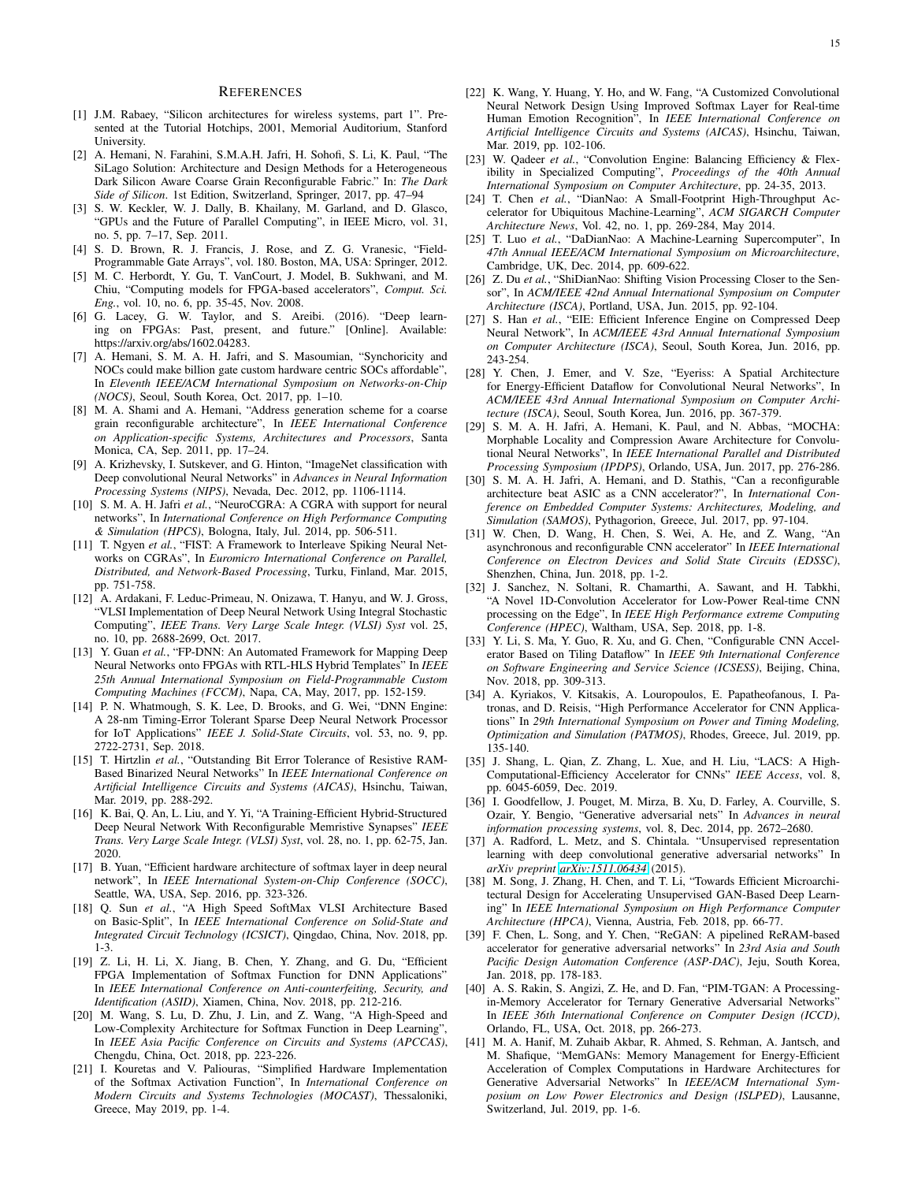# References

[1] J.M. Rabaey, "Silicon architectures for wireless systems, part 1". Presented at the Tutorial Hotchips, 2001, Memorial Auditorium, Stanford University.

[2] A. Hemani, N. Farahini, S.M.A.H. Jafri, H. Sohofi, S. Li, K. Paul, "The SiLago Solution: Architecture and Design Methods for a Heterogeneous Dark Silicon Aware Coarse Grain Reconfigurable Fabric." In: *The Dark Side of Silicon*. 1st Edition, Switzerland, Springer, 2017, pp. 47–94

[3] S. W. Keckler, W. J. Dally, B. Khailany, M. Garland, and D. Glasco, "GPUs and the Future of Parallel Computing", in IEEE Micro, vol. 31, no. 5, pp. 7–17, Sep. 2011.

[4] S. D. Brown, R. J. Francis, J. Rose, and Z. G. Vranesic, "Field-Programmable Gate Arrays", vol. 180. Boston, MA, USA: Springer, 2012.

[5] M. C. Herbordt, Y. Gu, T. VanCourt, J. Model, B. Sukhwani, and M. Chiu, "Computing models for FPGA-based accelerators", *Comput. Sci. Eng.*, vol. 10, no. 6, pp. 35-45, Nov. 2008.

[6] G. Lacey, G. W. Taylor, and S. Areibi. (2016). "Deep learning on FPGAs: Past, present, and future." [Online]. Available: https://arxiv.org/abs/1602.04283.

[7] A. Hemani, S. M. A. H. Jafri, and S. Masoumian, "Synchoricity and NOCs could make billion gate custom hardware centric SOCs affordable", In *Eleventh IEEE/ACM International Symposium on Networks-on-Chip (NOCS)*, Seoul, South Korea, Oct. 2017, pp. 1–10.

[8] M. A. Shami and A. Hemani, "Address generation scheme for a coarse grain reconfigurable architecture", In *IEEE International Conference on Application-specific Systems, Architectures and Processors*, Santa Monica, CA, Sep. 2011, pp. 17–24.

[9] A. Krizhevsky, I. Sutskever, and G. Hinton, "ImageNet classification with Deep convolutional Neural Networks" in *Advances in Neural Information Processing Systems (NIPS)*, Nevada, Dec. 2012, pp. 1106-1114.

[10] S. M. A. H. Jafri *et al.*, "NeuroCGRA: A CGRA with support for neural networks", In *International Conference on High Performance Computing & Simulation (HPCS)*, Bologna, Italy, Jul. 2014, pp. 506-511.

[11] T. Ngyen *et al.*, "FIST: A Framework to Interleave Spiking Neural Networks on CGRAs", In *Euromicro International Conference on Parallel, Distributed, and Network-Based Processing*, Turku, Finland, Mar. 2015, pp. 751-758.

[12] A. Ardakani, F. Leduc-Primeau, N. Onizawa, T. Hanyu, and W. J. Gross, "VLSI Implementation of Deep Neural Network Using Integral Stochastic Computing", *IEEE Trans. Very Large Scale Integr. (VLSI) Syst* vol. 25, no. 10, pp. 2688-2699, Oct. 2017.

[13] Y. Guan *et al.*, "FP-DNN: An Automated Framework for Mapping Deep Neural Networks onto FPGAs with RTL-HLS Hybrid Templates" In *IEEE 25th Annual International Symposium on Field-Programmable Custom Computing Machines (FCCM)*, Napa, CA, May, 2017, pp. 152-159.

[14] P. N. Whatmough, S. K. Lee, D. Brooks, and G. Wei, "DNN Engine: A 28-nm Timing-Error Tolerant Sparse Deep Neural Network Processor for IoT Applications" *IEEE J. Solid-State Circuits*, vol. 53, no. 9, pp. 2722-2731, Sep. 2018.

[15] T. Hirtzlin *et al.*, "Outstanding Bit Error Tolerance of Resistive RAM-Based Binarized Neural Networks" In *IEEE International Conference on Artificial Intelligence Circuits and Systems (AICAS)*, Hsinchu, Taiwan, Mar. 2019, pp. 288-292.

[16] K. Bai, Q. An, L. Liu, and Y. Yi, "A Training-Efficient Hybrid-Structured Deep Neural Network With Reconfigurable Memristive Synapses" *IEEE Trans. Very Large Scale Integr. (VLSI) Syst*, vol. 28, no. 1, pp. 62-75, Jan. 2020.

[17] B. Yuan, "Efficient hardware architecture of softmax layer in deep neural network", In *IEEE International System-on-Chip Conference (SOCC)*, Seattle, WA, USA, Sep. 2016, pp. 323-326.

[18] Q. Sun *et al.*, "A High Speed SoftMax VLSI Architecture Based on Basic-Split", In *IEEE International Conference on Solid-State and Integrated Circuit Technology (ICSICT)*, Qingdao, China, Nov. 2018, pp. 1-3.

[19] Z. Li, H. Li, X. Jiang, B. Chen, Y. Zhang, and G. Du, "Efficient FPGA Implementation of Softmax Function for DNN Applications" In *IEEE International Conference on Anti-counterfeiting, Security, and Identification (ASID)*, Xiamen, China, Nov. 2018, pp. 212-216.

[20] M. Wang, S. Lu, D. Zhu, J. Lin, and Z. Wang, "A High-Speed and Low-Complexity Architecture for Softmax Function in Deep Learning", In *IEEE Asia Pacific Conference on Circuits and Systems (APCCAS)*, Chengdu, China, Oct. 2018, pp. 223-226.

[21] I. Kouretas and V. Paliouras, "Simplified Hardware Implementation of the Softmax Activation Function", In *International Conference on Modern Circuits and Systems Technologies (MOCAST)*, Thessaloniki, Greece, May 2019, pp. 1-4.

[22] K. Wang, Y. Huang, Y. Ho, and W. Fang, "A Customized Convolutional Neural Network Design Using Improved Softmax Layer for Real-time Human Emotion Recognition", In *IEEE International Conference on Artificial Intelligence Circuits and Systems (AICAS)*, Hsinchu, Taiwan, Mar. 2019, pp. 102-106.

[23] W. Qadeer *et al.*, "Convolution Engine: Balancing Efficiency & Flexibility in Specialized Computing", *Proceedings of the 40th Annual International Symposium on Computer Architecture*, pp. 24-35, 2013.

[24] T. Chen *et al.*, "DianNao: A Small-Footprint High-Throughput Accelerator for Ubiquitous Machine-Learning", *ACM SIGARCH Computer Architecture News*, Vol. 42, no. 1, pp. 269-284, May 2014.

[25] T. Luo *et al.*, "DaDianNao: A Machine-Learning Supercomputer", In *47th Annual IEEE/ACM International Symposium on Microarchitecture*, Cambridge, UK, Dec. 2014, pp. 609-622.

[26] Z. Du *et al.*, "ShiDianNao: Shifting Vision Processing Closer to the Sensor", In *ACM/IEEE 42nd Annual International Symposium on Computer Architecture (ISCA)*, Portland, USA, Jun. 2015, pp. 92-104.

[27] S. Han *et al.*, "EIE: Efficient Inference Engine on Compressed Deep Neural Network", In *ACM/IEEE 43rd Annual International Symposium on Computer Architecture (ISCA)*, Seoul, South Korea, Jun. 2016, pp. 243-254.

[28] Y. Chen, J. Emer, and V. Sze, "Eyeriss: A Spatial Architecture for Energy-Efficient Dataflow for Convolutional Neural Networks", In *ACM/IEEE 43rd Annual International Symposium on Computer Architecture (ISCA)*, Seoul, South Korea, Jun. 2016, pp. 367-379.

[29] S. M. A. H. Jafri, A. Hemani, K. Paul, and N. Abbas, "MOCHA: Morphable Locality and Compression Aware Architecture for Convolutional Neural Networks", In *IEEE International Parallel and Distributed Processing Symposium (IPDPS)*, Orlando, USA, Jun. 2017, pp. 276-286.

[30] S. M. A. H. Jafri, A. Hemani, and D. Stathis, "Can a reconfigurable architecture beat ASIC as a CNN accelerator?", In *International Conference on Embedded Computer Systems: Architectures, Modeling, and Simulation (SAMOS)*, Pythagorion, Greece, Jul. 2017, pp. 97-104.

[31] W. Chen, D. Wang, H. Chen, S. Wei, A. He, and Z. Wang, "An asynchronous and reconfigurable CNN accelerator" In *IEEE International Conference on Electron Devices and Solid State Circuits (EDSSC)*, Shenzhen, China, Jun. 2018, pp. 1-2.

[32] J. Sanchez, N. Soltani, R. Chamarthi, A. Sawant, and H. Tabkhi, "A Novel 1D-Convolution Accelerator for Low-Power Real-time CNN processing on the Edge", In *IEEE High Performance extreme Computing Conference (HPEC)*, Waltham, USA, Sep. 2018, pp. 1-8.

[33] Y. Li, S. Ma, Y. Guo, R. Xu, and G. Chen, "Configurable CNN Accelerator Based on Tiling Dataflow" In *IEEE 9th International Conference on Software Engineering and Service Science (ICSESS)*, Beijing, China, Nov. 2018, pp. 309-313.

[34] A. Kyriakos, V. Kitsakis, A. Louropoulos, E. Papatheofanous, I. Patronas, and D. Reisis, "High Performance Accelerator for CNN Applications" In *29th International Symposium on Power and Timing Modeling, Optimization and Simulation (PATMOS)*, Rhodes, Greece, Jul. 2019, pp. 135-140.

[35] J. Shang, L. Qian, Z. Zhang, L. Xue, and H. Liu, "LACS: A High-Computational-Efficiency Accelerator for CNNs" *IEEE Access*, vol. 8, pp. 6045-6059, Dec. 2019.

[36] I. Goodfellow, J. Pouget, M. Mirza, B. Xu, D. Farley, A. Courville, S. Ozair, Y. Bengio, "Generative adversarial nets" In *Advances in neural information processing systems*, vol. 8, Dec. 2014, pp. 2672–2680.

[37] A. Radford, L. Metz, and S. Chintala. "Unsupervised representation learning with deep convolutional generative adversarial networks" In *arXiv preprint arXiv:1511.06434* (2015).

[38] M. Song, J. Zhang, H. Chen, and T. Li, "Towards Efficient Microarchitectural Design for Accelerating Unsupervised GAN-Based Deep Learning" In *IEEE International Symposium on High Performance Computer Architecture (HPCA)*, Vienna, Austria, Feb. 2018, pp. 66-77.

[39] F. Chen, L. Song, and Y. Chen, "ReGAN: A pipelined ReRAM-based accelerator for generative adversarial networks" In *23rd Asia and South Pacific Design Automation Conference (ASP-DAC)*, Jeju, South Korea, Jan. 2018, pp. 178-183.

[40] A. S. Rakin, S. Angizi, Z. He, and D. Fan, "PIM-TGAN: A Processing-in-Memory Accelerator for Ternary Generative Adversarial Networks" In *IEEE 36th International Conference on Computer Design (ICCD)*, Orlando, FL, USA, Oct. 2018, pp. 266-273.

[41] A. Hanif, M. Zuhaib Akbar, R. Ahmed, S. Rehman, A. Jantsch, and M. Shafique, "MemGANs: Memory Management for Energy-Efficient Acceleration of Complex Computations in Hardware Architectures for Generative Adversarial Networks" In *IEEE/ACM International Symposium on Low Power Electronics and Design (ISLPED)*, Lausanne, Switzerland, Jul. 2019, pp. 1-6.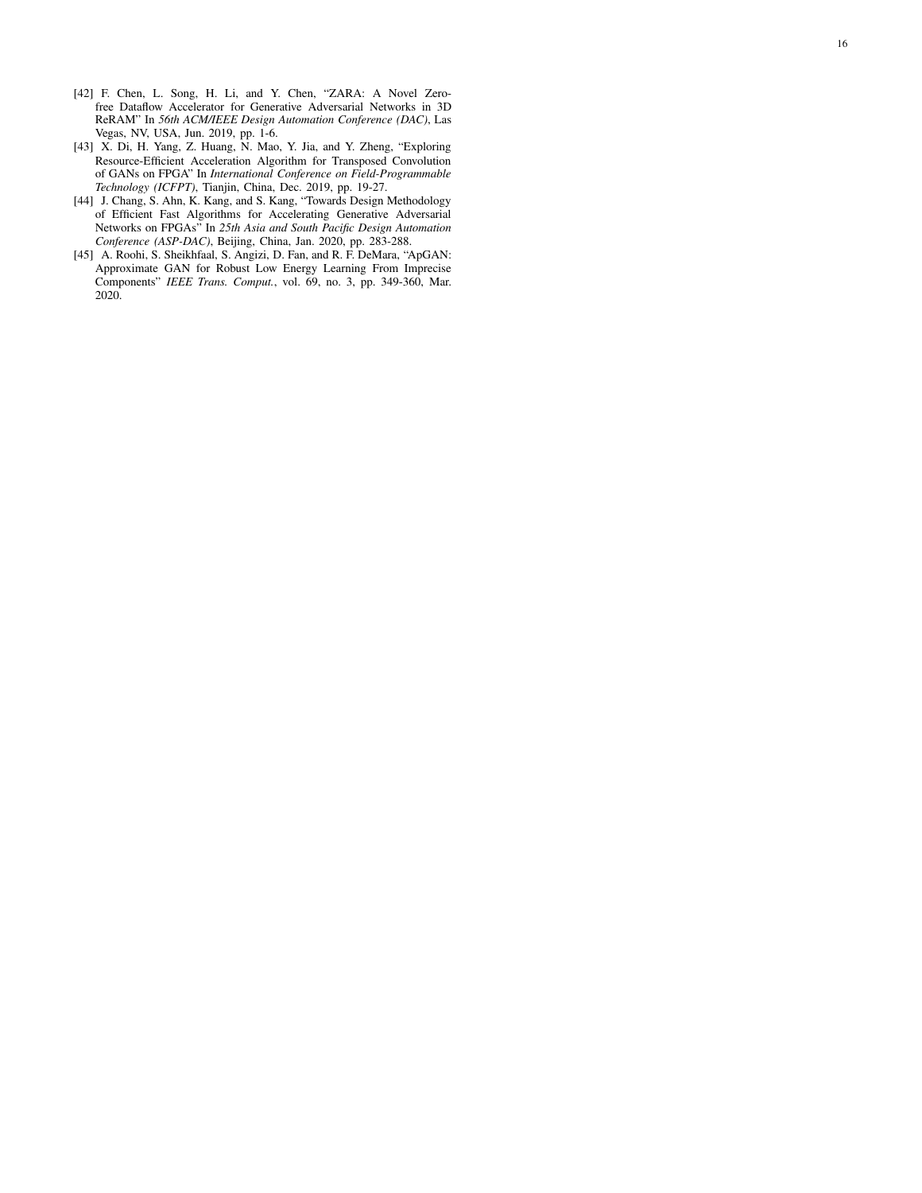[42] F. Chen, L. Song, H. Li, and Y. Chen, "ZARA: A Novel Zero-free Dataflow Accelerator for Generative Adversarial Networks in 3D ReRAM" In *56th ACM/IEEE Design Automation Conference (DAC)*, Las Vegas, NV, USA, Jun. 2019, pp. 1-6.

[43] X. Di, H. Yang, Z. Huang, N. Mao, Y. Jia, and Y. Zheng, "Exploring Resource-Efficient Acceleration Algorithm for Transposed Convolution of GANs on FPGA" In *International Conference on Field-Programmable Technology (ICFPT)*, Tianjin, China, Dec. 2019, pp. 19-27.

[44] J. Chang, S. Ahn, K. Kang, and S. Kang, "Towards Design Methodology of Efficient Fast Algorithms for Accelerating Generative Adversarial Networks on FPGAs" In *25th Asia and South Pacific Design Automation Conference (ASP-DAC)*, Beijing, China, Jan. 2020, pp. 283-288.

[45] A. Roohi, S. Sheikhfaal, S. Angizi, D. Fan, and R. F. DeMara, "ApGAN: Approximate GAN for Robust Low Energy Learning From Imprecise Components" *IEEE Trans. Comput.*, vol. 69, no. 3, pp. 349-360, Mar. 2020.